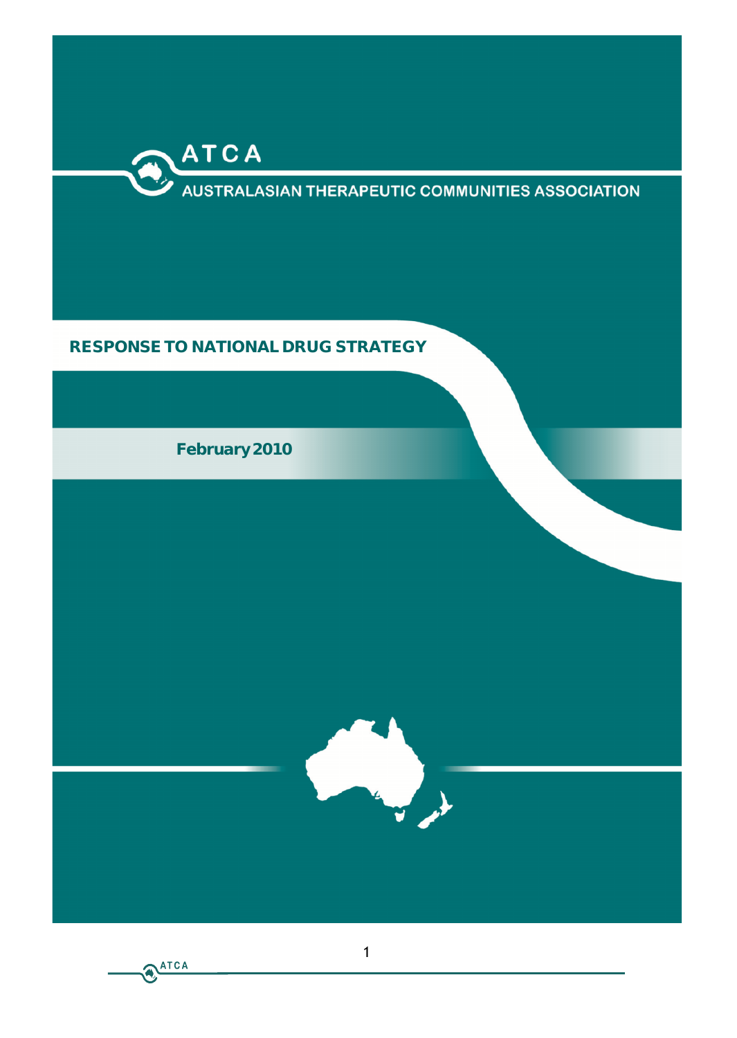ATCA

AUSTRALASIAN THERAPEUTIC COMMUNITIES ASSOCIATION

# RESPONSE TO NATIONAL DRUG STRATEGY

February 2010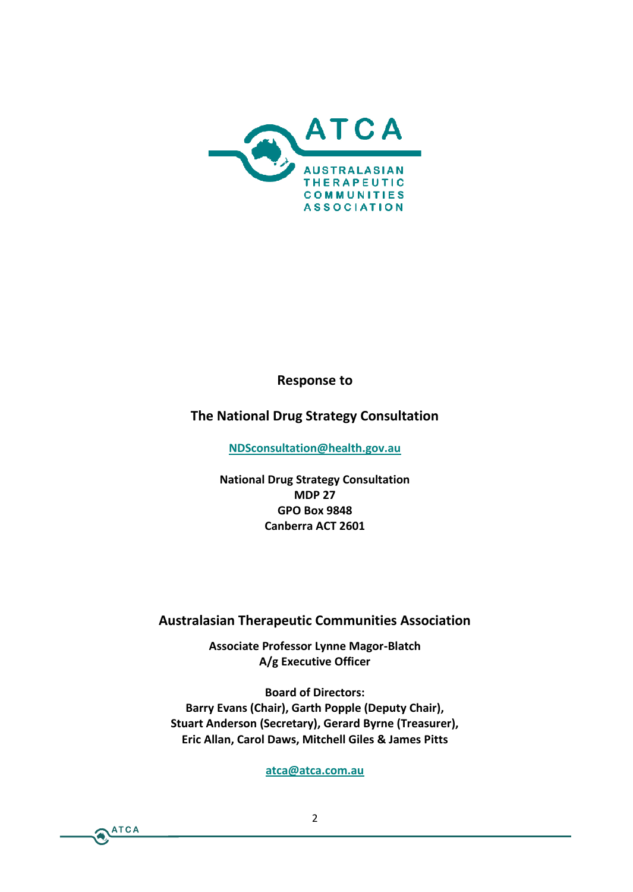ATCA

AUSTRALASIAN THERAPEUTIC COMMUNITIES ASSOCIATION

**Response to**

**The National Drug Strategy Consultation**

**NDSconsultation@health.gov.au**

**National Drug Strategy Consultation**
**MDP 27**
**GPO Box 9848**
**Canberra ACT 2601**

**Australasian Therapeutic Communities Association**

**Associate Professor Lynne Magor-Blatch**
**A/g Executive Officer**

**Board of Directors:**
**Barry Evans (Chair), Garth Popple (Deputy Chair),**
**Stuart Anderson (Secretary), Gerard Byrne (Treasurer),**
**Eric Allan, Carol Daws, Mitchell Giles & James Pitts**

**atca@atca.com.au**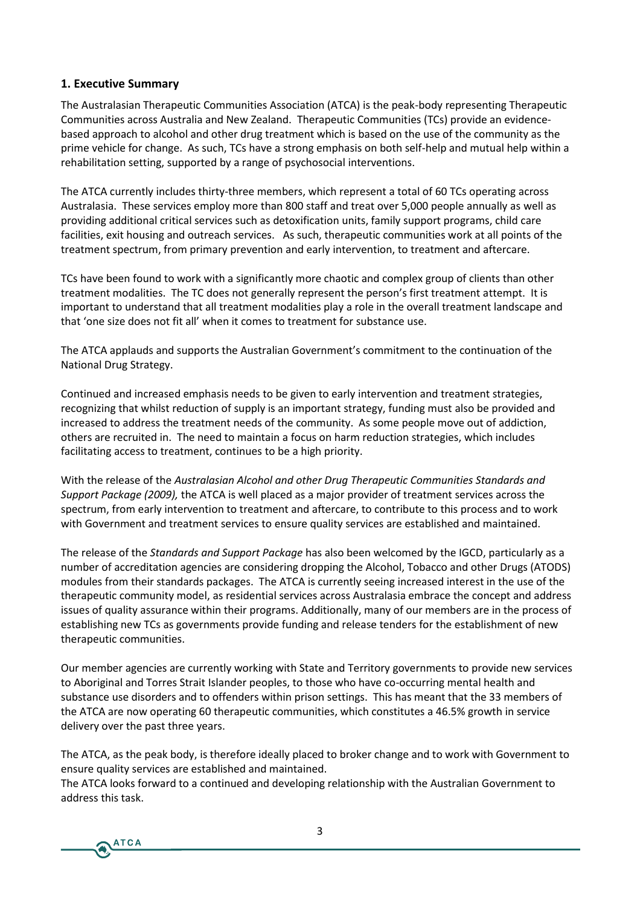## 1. Executive Summary

The Australasian Therapeutic Communities Association (ATCA) is the peak-body representing Therapeutic Communities across Australia and New Zealand. Therapeutic Communities (TCs) provide an evidence-based approach to alcohol and other drug treatment which is based on the use of the community as the prime vehicle for change. As such, TCs have a strong emphasis on both self-help and mutual help within a rehabilitation setting, supported by a range of psychosocial interventions.

The ATCA currently includes thirty-three members, which represent a total of 60 TCs operating across Australasia. These services employ more than 800 staff and treat over 5,000 people annually as well as providing additional critical services such as detoxification units, family support programs, child care facilities, exit housing and outreach services. As such, therapeutic communities work at all points of the treatment spectrum, from primary prevention and early intervention, to treatment and aftercare.

TCs have been found to work with a significantly more chaotic and complex group of clients than other treatment modalities. The TC does not generally represent the person's first treatment attempt. It is important to understand that all treatment modalities play a role in the overall treatment landscape and that 'one size does not fit all' when it comes to treatment for substance use.

The ATCA applauds and supports the Australian Government's commitment to the continuation of the National Drug Strategy.

Continued and increased emphasis needs to be given to early intervention and treatment strategies, recognizing that whilst reduction of supply is an important strategy, funding must also be provided and increased to address the treatment needs of the community. As some people move out of addiction, others are recruited in. The need to maintain a focus on harm reduction strategies, which includes facilitating access to treatment, continues to be a high priority.

With the release of the *Australasian Alcohol and other Drug Therapeutic Communities Standards and Support Package (2009),* the ATCA is well placed as a major provider of treatment services across the spectrum, from early intervention to treatment and aftercare, to contribute to this process and to work with Government and treatment services to ensure quality services are established and maintained.

The release of the *Standards and Support Package* has also been welcomed by the IGCD, particularly as a number of accreditation agencies are considering dropping the Alcohol, Tobacco and other Drugs (ATODS) modules from their standards packages. The ATCA is currently seeing increased interest in the use of the therapeutic community model, as residential services across Australasia embrace the concept and address issues of quality assurance within their programs. Additionally, many of our members are in the process of establishing new TCs as governments provide funding and release tenders for the establishment of new therapeutic communities.

Our member agencies are currently working with State and Territory governments to provide new services to Aboriginal and Torres Strait Islander peoples, to those who have co-occurring mental health and substance use disorders and to offenders within prison settings. This has meant that the 33 members of the ATCA are now operating 60 therapeutic communities, which constitutes a 46.5% growth in service delivery over the past three years.

The ATCA, as the peak body, is therefore ideally placed to broker change and to work with Government to ensure quality services are established and maintained.
The ATCA looks forward to a continued and developing relationship with the Australian Government to address this task.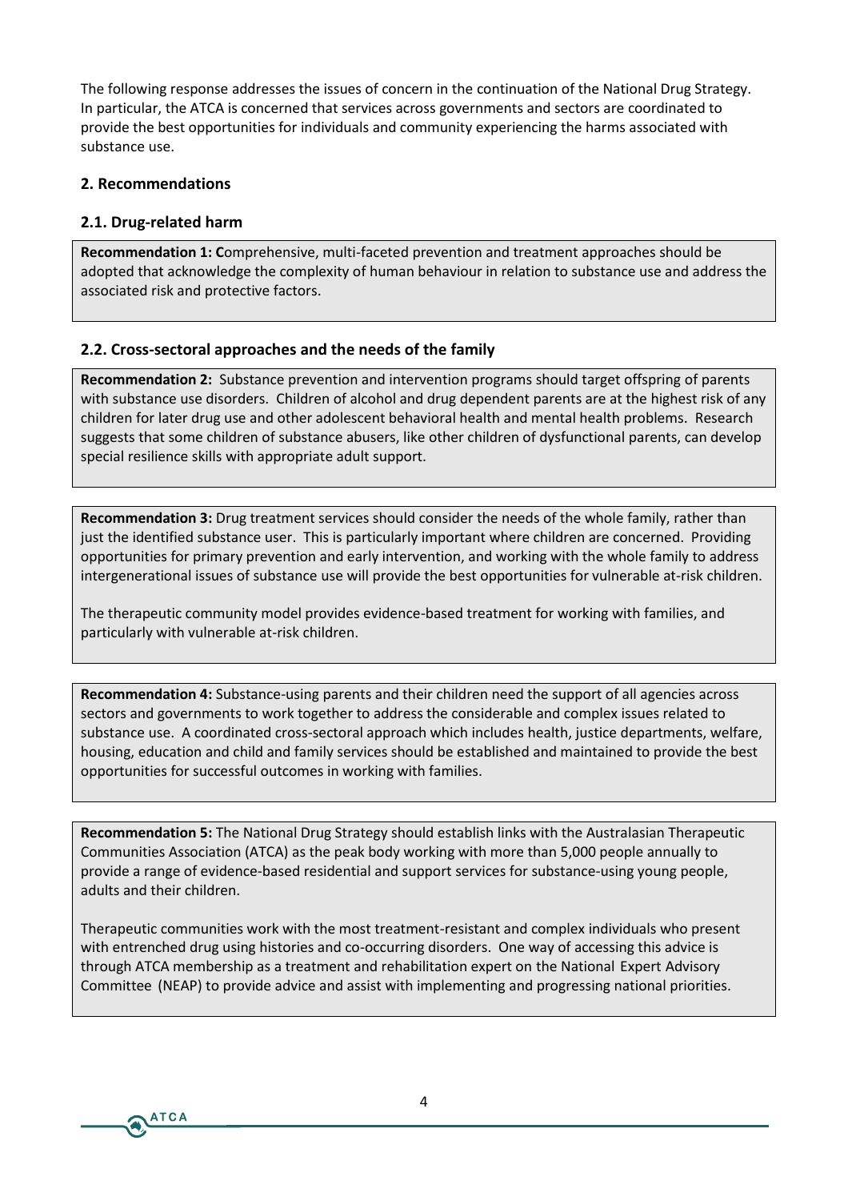The following response addresses the issues of concern in the continuation of the National Drug Strategy. In particular, the ATCA is concerned that services across governments and sectors are coordinated to provide the best opportunities for individuals and community experiencing the harms associated with substance use.

## 2. Recommendations

### 2.1. Drug-related harm

**Recommendation 1: C**omprehensive, multi-faceted prevention and treatment approaches should be adopted that acknowledge the complexity of human behaviour in relation to substance use and address the associated risk and protective factors.

### 2.2. Cross-sectoral approaches and the needs of the family

**Recommendation 2:** Substance prevention and intervention programs should target offspring of parents with substance use disorders. Children of alcohol and drug dependent parents are at the highest risk of any children for later drug use and other adolescent behavioral health and mental health problems. Research suggests that some children of substance abusers, like other children of dysfunctional parents, can develop special resilience skills with appropriate adult support.

**Recommendation 3:** Drug treatment services should consider the needs of the whole family, rather than just the identified substance user. This is particularly important where children are concerned. Providing opportunities for primary prevention and early intervention, and working with the whole family to address intergenerational issues of substance use will provide the best opportunities for vulnerable at-risk children.

The therapeutic community model provides evidence-based treatment for working with families, and particularly with vulnerable at-risk children.

**Recommendation 4:** Substance-using parents and their children need the support of all agencies across sectors and governments to work together to address the considerable and complex issues related to substance use. A coordinated cross-sectoral approach which includes health, justice departments, welfare, housing, education and child and family services should be established and maintained to provide the best opportunities for successful outcomes in working with families.

**Recommendation 5:** The National Drug Strategy should establish links with the Australasian Therapeutic Communities Association (ATCA) as the peak body working with more than 5,000 people annually to provide a range of evidence-based residential and support services for substance-using young people, adults and their children.

Therapeutic communities work with the most treatment-resistant and complex individuals who present with entrenched drug using histories and co-occurring disorders. One way of accessing this advice is through ATCA membership as a treatment and rehabilitation expert on the National Expert Advisory Committee (NEAP) to provide advice and assist with implementing and progressing national priorities.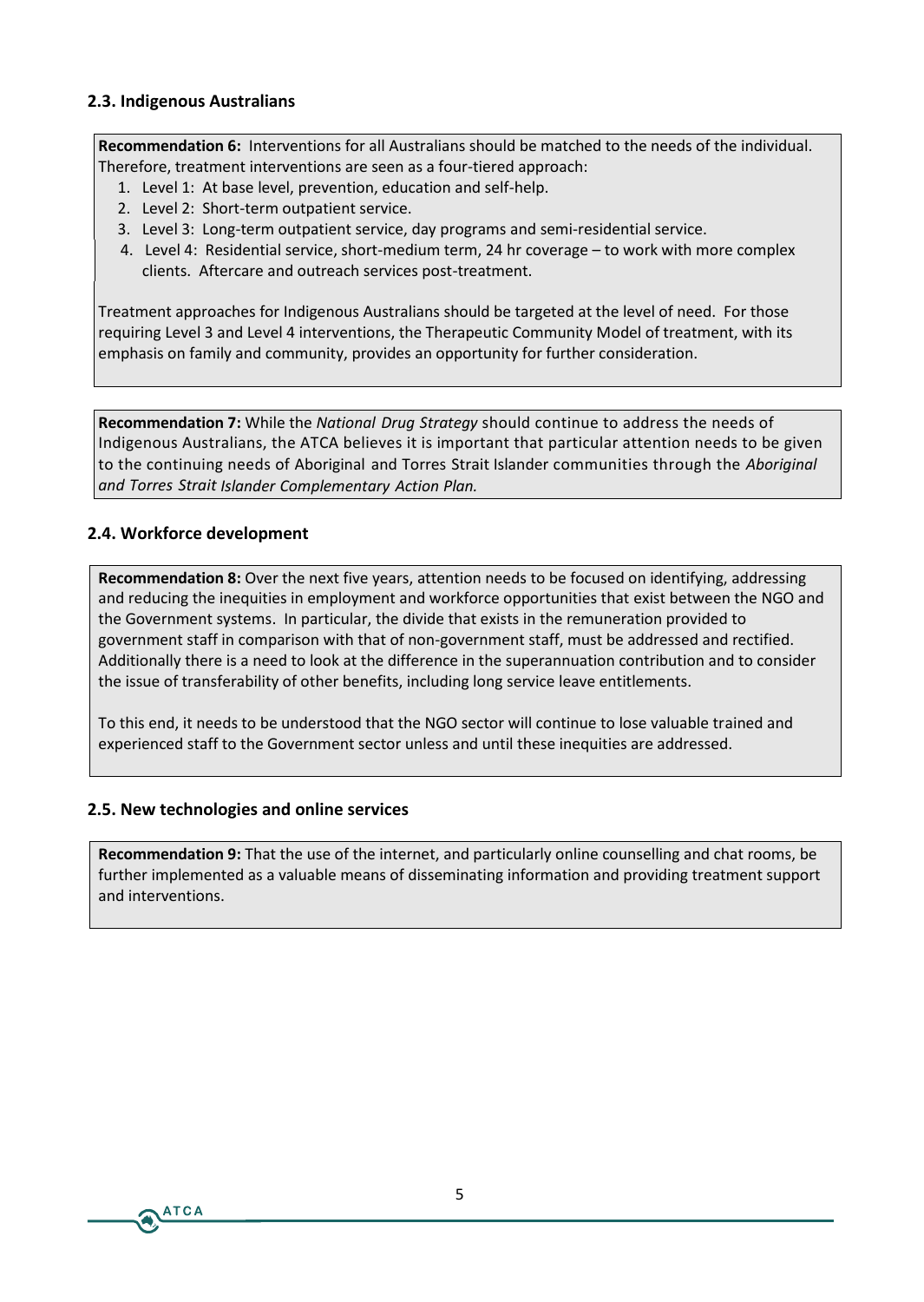### 2.3. Indigenous Australians

**Recommendation 6:** Interventions for all Australians should be matched to the needs of the individual. Therefore, treatment interventions are seen as a four-tiered approach:

1. Level 1: At base level, prevention, education and self-help.
2. Level 2: Short-term outpatient service.
3. Level 3: Long-term outpatient service, day programs and semi-residential service.
4. Level 4: Residential service, short-medium term, 24 hr coverage – to work with more complex clients. Aftercare and outreach services post-treatment.

Treatment approaches for Indigenous Australians should be targeted at the level of need. For those requiring Level 3 and Level 4 interventions, the Therapeutic Community Model of treatment, with its emphasis on family and community, provides an opportunity for further consideration.

**Recommendation 7:** While the *National Drug Strategy* should continue to address the needs of Indigenous Australians, the ATCA believes it is important that particular attention needs to be given to the continuing needs of Aboriginal and Torres Strait Islander communities through the *Aboriginal and Torres Strait Islander Complementary Action Plan.*

### 2.4. Workforce development

**Recommendation 8:** Over the next five years, attention needs to be focused on identifying, addressing and reducing the inequities in employment and workforce opportunities that exist between the NGO and the Government systems. In particular, the divide that exists in the remuneration provided to government staff in comparison with that of non-government staff, must be addressed and rectified. Additionally there is a need to look at the difference in the superannuation contribution and to consider the issue of transferability of other benefits, including long service leave entitlements.

To this end, it needs to be understood that the NGO sector will continue to lose valuable trained and experienced staff to the Government sector unless and until these inequities are addressed.

### 2.5. New technologies and online services

**Recommendation 9:** That the use of the internet, and particularly online counselling and chat rooms, be further implemented as a valuable means of disseminating information and providing treatment support and interventions.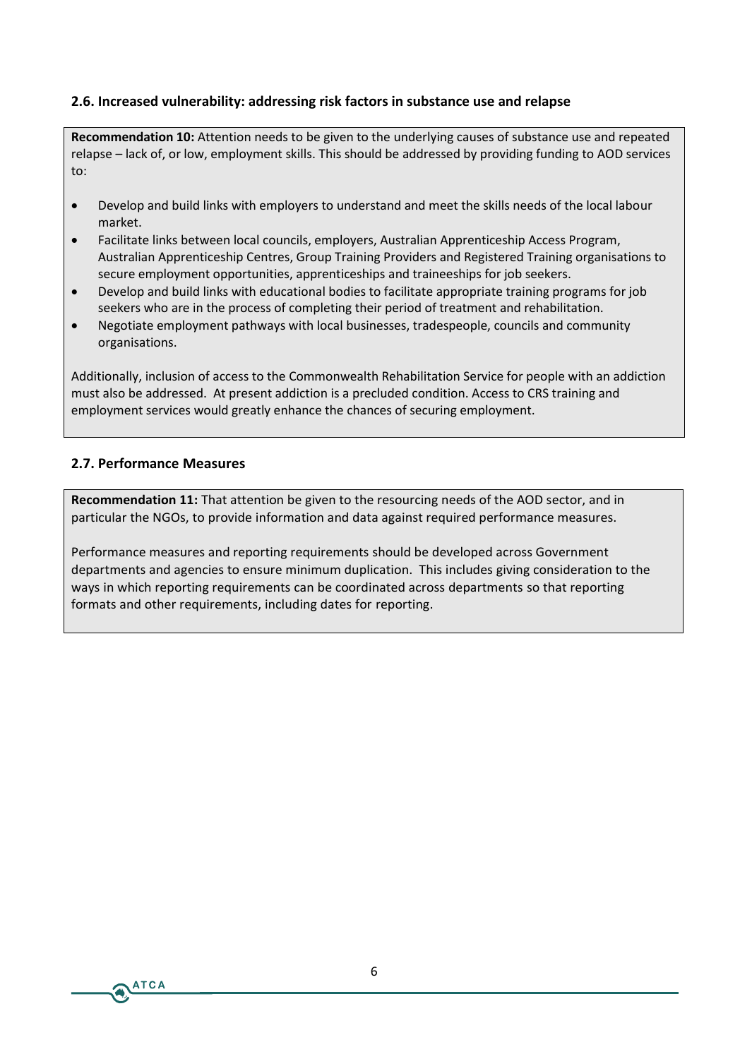### 2.6. Increased vulnerability: addressing risk factors in substance use and relapse

**Recommendation 10:** Attention needs to be given to the underlying causes of substance use and repeated relapse – lack of, or low, employment skills. This should be addressed by providing funding to AOD services to:

- Develop and build links with employers to understand and meet the skills needs of the local labour market.
- Facilitate links between local councils, employers, Australian Apprenticeship Access Program, Australian Apprenticeship Centres, Group Training Providers and Registered Training organisations to secure employment opportunities, apprenticeships and traineeships for job seekers.
- Develop and build links with educational bodies to facilitate appropriate training programs for job seekers who are in the process of completing their period of treatment and rehabilitation.
- Negotiate employment pathways with local businesses, tradespeople, councils and community organisations.

Additionally, inclusion of access to the Commonwealth Rehabilitation Service for people with an addiction must also be addressed. At present addiction is a precluded condition. Access to CRS training and employment services would greatly enhance the chances of securing employment.

### 2.7. Performance Measures

**Recommendation 11:** That attention be given to the resourcing needs of the AOD sector, and in particular the NGOs, to provide information and data against required performance measures.

Performance measures and reporting requirements should be developed across Government departments and agencies to ensure minimum duplication. This includes giving consideration to the ways in which reporting requirements can be coordinated across departments so that reporting formats and other requirements, including dates for reporting.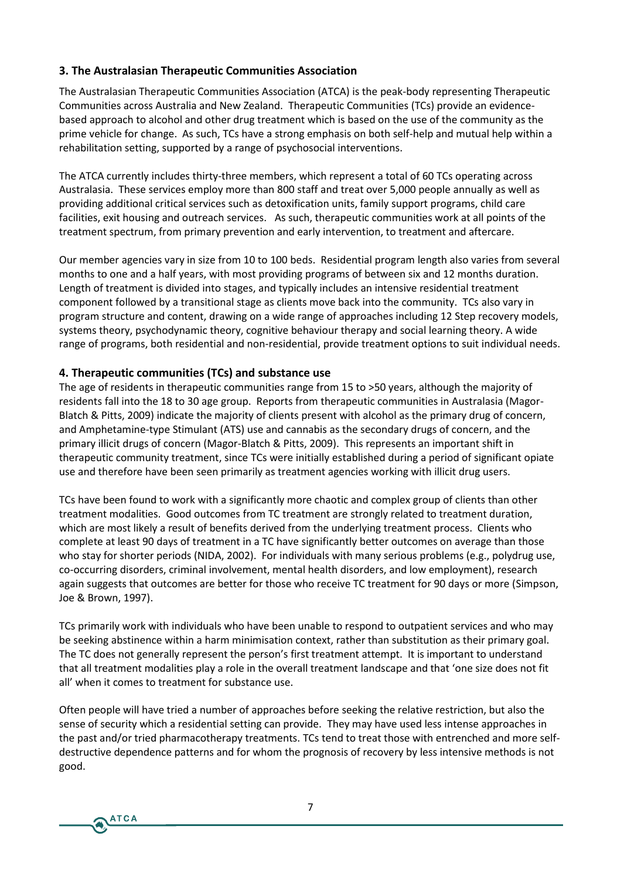## 3. The Australasian Therapeutic Communities Association

The Australasian Therapeutic Communities Association (ATCA) is the peak-body representing Therapeutic Communities across Australia and New Zealand. Therapeutic Communities (TCs) provide an evidence-based approach to alcohol and other drug treatment which is based on the use of the community as the prime vehicle for change. As such, TCs have a strong emphasis on both self-help and mutual help within a rehabilitation setting, supported by a range of psychosocial interventions.

The ATCA currently includes thirty-three members, which represent a total of 60 TCs operating across Australasia. These services employ more than 800 staff and treat over 5,000 people annually as well as providing additional critical services such as detoxification units, family support programs, child care facilities, exit housing and outreach services. As such, therapeutic communities work at all points of the treatment spectrum, from primary prevention and early intervention, to treatment and aftercare.

Our member agencies vary in size from 10 to 100 beds. Residential program length also varies from several months to one and a half years, with most providing programs of between six and 12 months duration. Length of treatment is divided into stages, and typically includes an intensive residential treatment component followed by a transitional stage as clients move back into the community. TCs also vary in program structure and content, drawing on a wide range of approaches including 12 Step recovery models, systems theory, psychodynamic theory, cognitive behaviour therapy and social learning theory. A wide range of programs, both residential and non-residential, provide treatment options to suit individual needs.

## 4. Therapeutic communities (TCs) and substance use

The age of residents in therapeutic communities range from 15 to >50 years, although the majority of residents fall into the 18 to 30 age group. Reports from therapeutic communities in Australasia (Magor-Blatch & Pitts, 2009) indicate the majority of clients present with alcohol as the primary drug of concern, and Amphetamine-type Stimulant (ATS) use and cannabis as the secondary drugs of concern, and the primary illicit drugs of concern (Magor-Blatch & Pitts, 2009). This represents an important shift in therapeutic community treatment, since TCs were initially established during a period of significant opiate use and therefore have been seen primarily as treatment agencies working with illicit drug users.

TCs have been found to work with a significantly more chaotic and complex group of clients than other treatment modalities. Good outcomes from TC treatment are strongly related to treatment duration, which are most likely a result of benefits derived from the underlying treatment process. Clients who complete at least 90 days of treatment in a TC have significantly better outcomes on average than those who stay for shorter periods (NIDA, 2002). For individuals with many serious problems (e.g., polydrug use, co-occurring disorders, criminal involvement, mental health disorders, and low employment), research again suggests that outcomes are better for those who receive TC treatment for 90 days or more (Simpson, Joe & Brown, 1997).

TCs primarily work with individuals who have been unable to respond to outpatient services and who may be seeking abstinence within a harm minimisation context, rather than substitution as their primary goal. The TC does not generally represent the person's first treatment attempt. It is important to understand that all treatment modalities play a role in the overall treatment landscape and that 'one size does not fit all' when it comes to treatment for substance use.

Often people will have tried a number of approaches before seeking the relative restriction, but also the sense of security which a residential setting can provide. They may have used less intense approaches in the past and/or tried pharmacotherapy treatments. TCs tend to treat those with entrenched and more self-destructive dependence patterns and for whom the prognosis of recovery by less intensive methods is not good.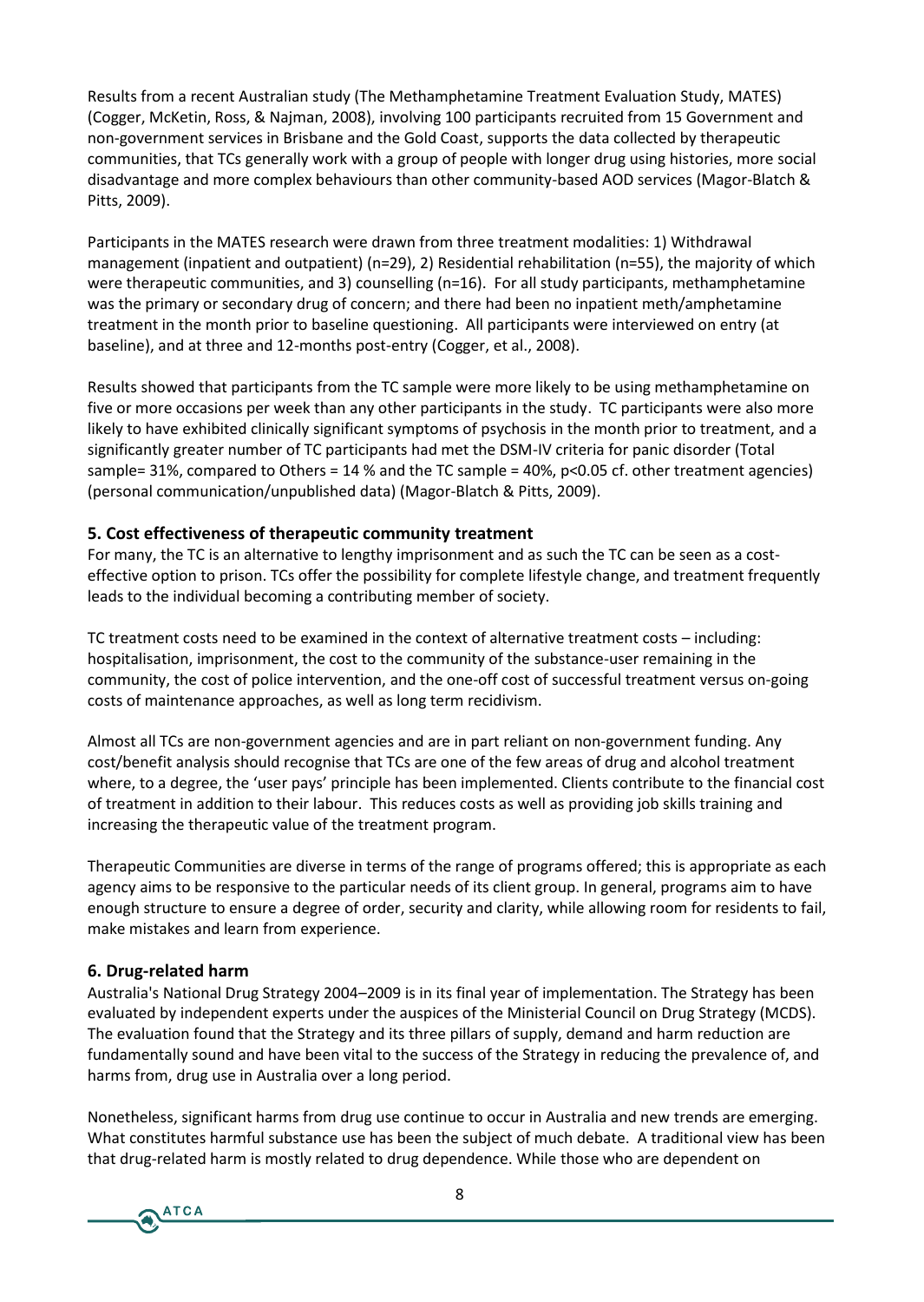Results from a recent Australian study (The Methamphetamine Treatment Evaluation Study, MATES) (Cogger, McKetin, Ross, & Najman, 2008), involving 100 participants recruited from 15 Government and non-government services in Brisbane and the Gold Coast, supports the data collected by therapeutic communities, that TCs generally work with a group of people with longer drug using histories, more social disadvantage and more complex behaviours than other community-based AOD services (Magor-Blatch & Pitts, 2009).

Participants in the MATES research were drawn from three treatment modalities: 1) Withdrawal management (inpatient and outpatient) (n=29), 2) Residential rehabilitation (n=55), the majority of which were therapeutic communities, and 3) counselling (n=16). For all study participants, methamphetamine was the primary or secondary drug of concern; and there had been no inpatient meth/amphetamine treatment in the month prior to baseline questioning. All participants were interviewed on entry (at baseline), and at three and 12-months post-entry (Cogger, et al., 2008).

Results showed that participants from the TC sample were more likely to be using methamphetamine on five or more occasions per week than any other participants in the study. TC participants were also more likely to have exhibited clinically significant symptoms of psychosis in the month prior to treatment, and a significantly greater number of TC participants had met the DSM-IV criteria for panic disorder (Total sample= 31%, compared to Others = 14 % and the TC sample = 40%, $p<0.05$ cf. other treatment agencies) (personal communication/unpublished data) (Magor-Blatch & Pitts, 2009).

## 5. Cost effectiveness of therapeutic community treatment

For many, the TC is an alternative to lengthy imprisonment and as such the TC can be seen as a cost-effective option to prison. TCs offer the possibility for complete lifestyle change, and treatment frequently leads to the individual becoming a contributing member of society.

TC treatment costs need to be examined in the context of alternative treatment costs – including: hospitalisation, imprisonment, the cost to the community of the substance-user remaining in the community, the cost of police intervention, and the one-off cost of successful treatment versus on-going costs of maintenance approaches, as well as long term recidivism.

Almost all TCs are non-government agencies and are in part reliant on non-government funding. Any cost/benefit analysis should recognise that TCs are one of the few areas of drug and alcohol treatment where, to a degree, the 'user pays' principle has been implemented. Clients contribute to the financial cost of treatment in addition to their labour. This reduces costs as well as providing job skills training and increasing the therapeutic value of the treatment program.

Therapeutic Communities are diverse in terms of the range of programs offered; this is appropriate as each agency aims to be responsive to the particular needs of its client group. In general, programs aim to have enough structure to ensure a degree of order, security and clarity, while allowing room for residents to fail, make mistakes and learn from experience.

## 6. Drug-related harm

Australia's National Drug Strategy 2004–2009 is in its final year of implementation. The Strategy has been evaluated by independent experts under the auspices of the Ministerial Council on Drug Strategy (MCDS). The evaluation found that the Strategy and its three pillars of supply, demand and harm reduction are fundamentally sound and have been vital to the success of the Strategy in reducing the prevalence of, and harms from, drug use in Australia over a long period.

Nonetheless, significant harms from drug use continue to occur in Australia and new trends are emerging. What constitutes harmful substance use has been the subject of much debate. A traditional view has been that drug-related harm is mostly related to drug dependence. While those who are dependent on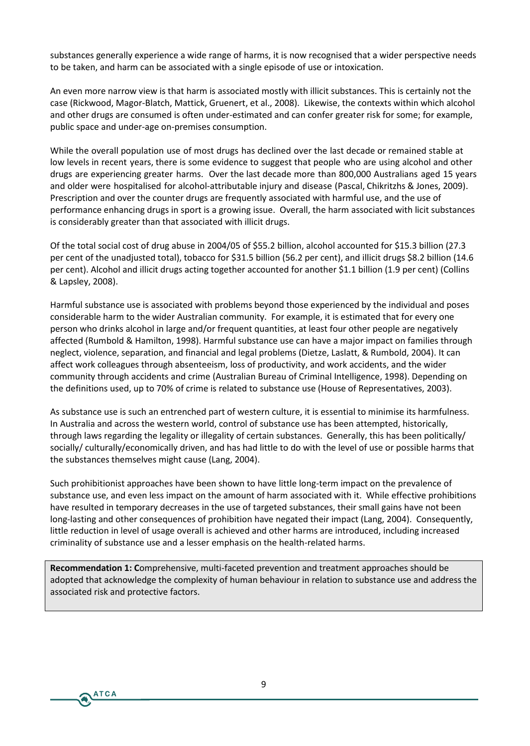substances generally experience a wide range of harms, it is now recognised that a wider perspective needs to be taken, and harm can be associated with a single episode of use or intoxication.

An even more narrow view is that harm is associated mostly with illicit substances. This is certainly not the case (Rickwood, Magor-Blatch, Mattick, Gruenert, et al., 2008). Likewise, the contexts within which alcohol and other drugs are consumed is often under-estimated and can confer greater risk for some; for example, public space and under-age on-premises consumption.

While the overall population use of most drugs has declined over the last decade or remained stable at low levels in recent years, there is some evidence to suggest that people who are using alcohol and other drugs are experiencing greater harms. Over the last decade more than 800,000 Australians aged 15 years and older were hospitalised for alcohol-attributable injury and disease (Pascal, Chikritzhs & Jones, 2009). Prescription and over the counter drugs are frequently associated with harmful use, and the use of performance enhancing drugs in sport is a growing issue. Overall, the harm associated with licit substances is considerably greater than that associated with illicit drugs.

Of the total social cost of drug abuse in 2004/05 of $55.2 billion, alcohol accounted for $15.3 billion (27.3 per cent of the unadjusted total), tobacco for $31.5 billion (56.2 per cent), and illicit drugs $8.2 billion (14.6 per cent). Alcohol and illicit drugs acting together accounted for another $1.1 billion (1.9 per cent) (Collins & Lapsley, 2008).

Harmful substance use is associated with problems beyond those experienced by the individual and poses considerable harm to the wider Australian community. For example, it is estimated that for every one person who drinks alcohol in large and/or frequent quantities, at least four other people are negatively affected (Rumbold & Hamilton, 1998). Harmful substance use can have a major impact on families through neglect, violence, separation, and financial and legal problems (Dietze, Laslatt, & Rumbold, 2004). It can affect work colleagues through absenteeism, loss of productivity, and work accidents, and the wider community through accidents and crime (Australian Bureau of Criminal Intelligence, 1998). Depending on the definitions used, up to 70% of crime is related to substance use (House of Representatives, 2003).

As substance use is such an entrenched part of western culture, it is essential to minimise its harmfulness. In Australia and across the western world, control of substance use has been attempted, historically, through laws regarding the legality or illegality of certain substances. Generally, this has been politically/ socially/ culturally/economically driven, and has had little to do with the level of use or possible harms that the substances themselves might cause (Lang, 2004).

Such prohibitionist approaches have been shown to have little long-term impact on the prevalence of substance use, and even less impact on the amount of harm associated with it. While effective prohibitions have resulted in temporary decreases in the use of targeted substances, their small gains have not been long-lasting and other consequences of prohibition have negated their impact (Lang, 2004). Consequently, little reduction in level of usage overall is achieved and other harms are introduced, including increased criminality of substance use and a lesser emphasis on the health-related harms.

**Recommendation 1: C**omprehensive, multi-faceted prevention and treatment approaches should be adopted that acknowledge the complexity of human behaviour in relation to substance use and address the associated risk and protective factors.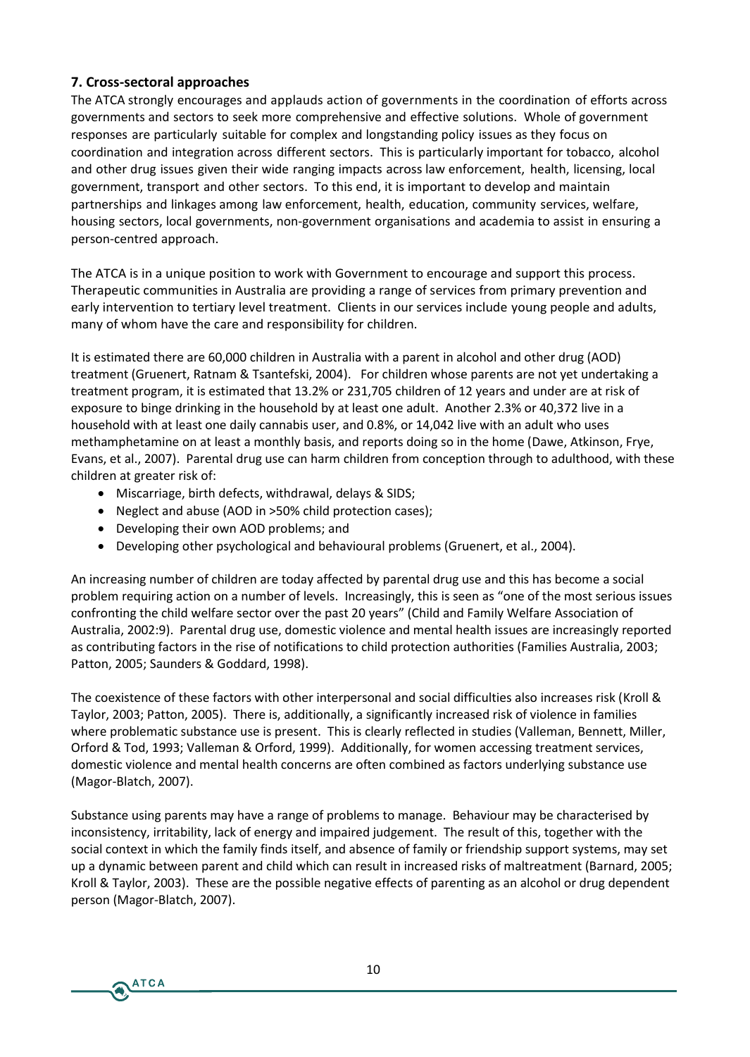## 7. Cross-sectoral approaches

The ATCA strongly encourages and applauds action of governments in the coordination of efforts across governments and sectors to seek more comprehensive and effective solutions. Whole of government responses are particularly suitable for complex and longstanding policy issues as they focus on coordination and integration across different sectors. This is particularly important for tobacco, alcohol and other drug issues given their wide ranging impacts across law enforcement, health, licensing, local government, transport and other sectors. To this end, it is important to develop and maintain partnerships and linkages among law enforcement, health, education, community services, welfare, housing sectors, local governments, non-government organisations and academia to assist in ensuring a person-centred approach.

The ATCA is in a unique position to work with Government to encourage and support this process. Therapeutic communities in Australia are providing a range of services from primary prevention and early intervention to tertiary level treatment. Clients in our services include young people and adults, many of whom have the care and responsibility for children.

It is estimated there are 60,000 children in Australia with a parent in alcohol and other drug (AOD) treatment (Gruenert, Ratnam & Tsantefski, 2004). For children whose parents are not yet undertaking a treatment program, it is estimated that 13.2% or 231,705 children of 12 years and under are at risk of exposure to binge drinking in the household by at least one adult. Another 2.3% or 40,372 live in a household with at least one daily cannabis user, and 0.8%, or 14,042 live with an adult who uses methamphetamine on at least a monthly basis, and reports doing so in the home (Dawe, Atkinson, Frye, Evans, et al., 2007). Parental drug use can harm children from conception through to adulthood, with these children at greater risk of:

- Miscarriage, birth defects, withdrawal, delays & SIDS;
- Neglect and abuse (AOD in >50% child protection cases);
- Developing their own AOD problems; and
- Developing other psychological and behavioural problems (Gruenert, et al., 2004).

An increasing number of children are today affected by parental drug use and this has become a social problem requiring action on a number of levels. Increasingly, this is seen as "one of the most serious issues confronting the child welfare sector over the past 20 years" (Child and Family Welfare Association of Australia, 2002:9). Parental drug use, domestic violence and mental health issues are increasingly reported as contributing factors in the rise of notifications to child protection authorities (Families Australia, 2003; Patton, 2005; Saunders & Goddard, 1998).

The coexistence of these factors with other interpersonal and social difficulties also increases risk (Kroll & Taylor, 2003; Patton, 2005). There is, additionally, a significantly increased risk of violence in families where problematic substance use is present. This is clearly reflected in studies (Valleman, Bennett, Miller, Orford & Tod, 1993; Valleman & Orford, 1999). Additionally, for women accessing treatment services, domestic violence and mental health concerns are often combined as factors underlying substance use (Magor-Blatch, 2007).

Substance using parents may have a range of problems to manage. Behaviour may be characterised by inconsistency, irritability, lack of energy and impaired judgement. The result of this, together with the social context in which the family finds itself, and absence of family or friendship support systems, may set up a dynamic between parent and child which can result in increased risks of maltreatment (Barnard, 2005; Kroll & Taylor, 2003). These are the possible negative effects of parenting as an alcohol or drug dependent person (Magor-Blatch, 2007).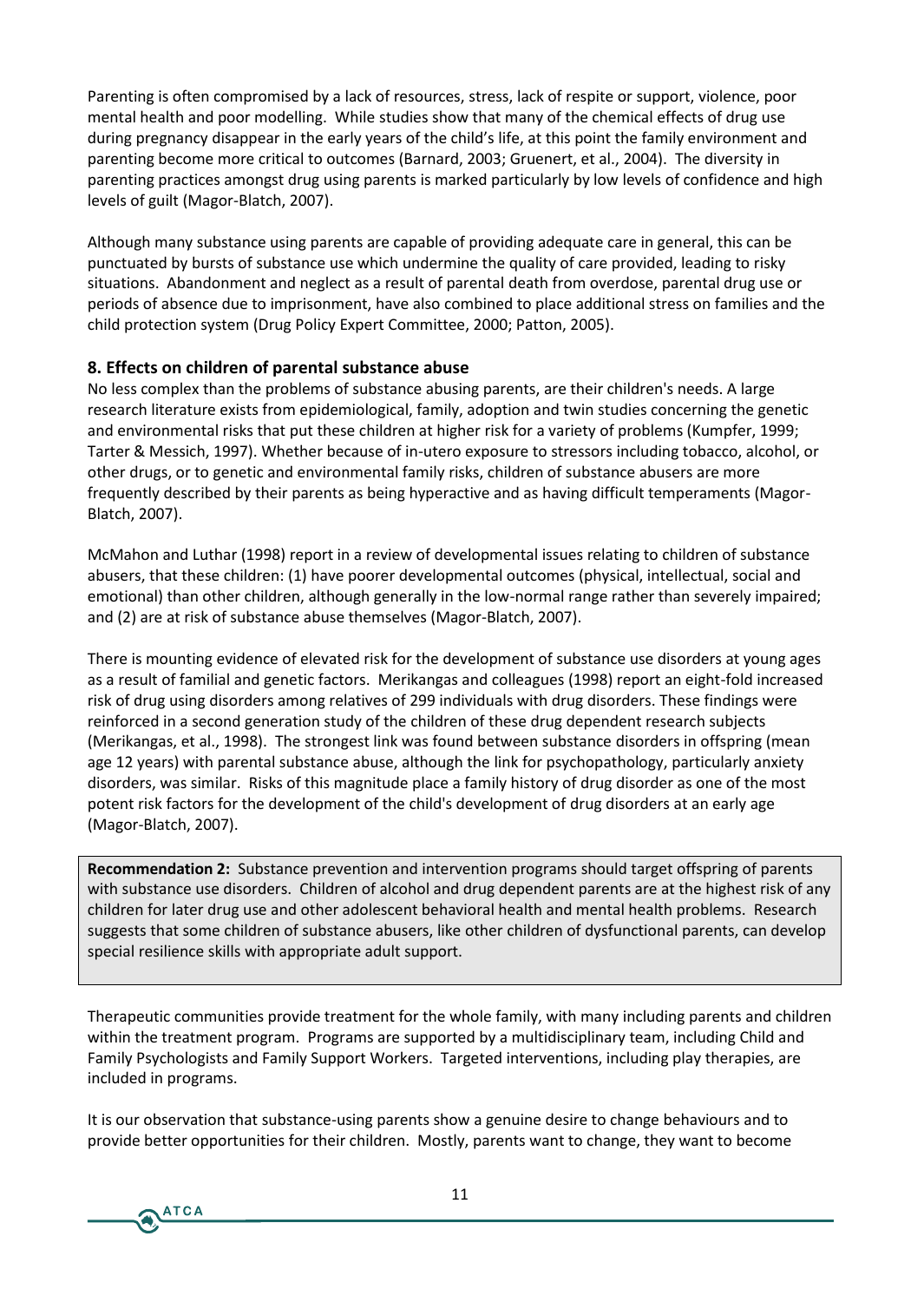Parenting is often compromised by a lack of resources, stress, lack of respite or support, violence, poor mental health and poor modelling. While studies show that many of the chemical effects of drug use during pregnancy disappear in the early years of the child's life, at this point the family environment and parenting become more critical to outcomes (Barnard, 2003; Gruenert, et al., 2004). The diversity in parenting practices amongst drug using parents is marked particularly by low levels of confidence and high levels of guilt (Magor-Blatch, 2007).

Although many substance using parents are capable of providing adequate care in general, this can be punctuated by bursts of substance use which undermine the quality of care provided, leading to risky situations. Abandonment and neglect as a result of parental death from overdose, parental drug use or periods of absence due to imprisonment, have also combined to place additional stress on families and the child protection system (Drug Policy Expert Committee, 2000; Patton, 2005).

## 8. Effects on children of parental substance abuse

No less complex than the problems of substance abusing parents, are their children's needs. A large research literature exists from epidemiological, family, adoption and twin studies concerning the genetic and environmental risks that put these children at higher risk for a variety of problems (Kumpfer, 1999; Tarter & Messich, 1997). Whether because of in-utero exposure to stressors including tobacco, alcohol, or other drugs, or to genetic and environmental family risks, children of substance abusers are more frequently described by their parents as being hyperactive and as having difficult temperaments (Magor-Blatch, 2007).

McMahon and Luthar (1998) report in a review of developmental issues relating to children of substance abusers, that these children: (1) have poorer developmental outcomes (physical, intellectual, social and emotional) than other children, although generally in the low-normal range rather than severely impaired; and (2) are at risk of substance abuse themselves (Magor-Blatch, 2007).

There is mounting evidence of elevated risk for the development of substance use disorders at young ages as a result of familial and genetic factors. Merikangas and colleagues (1998) report an eight-fold increased risk of drug using disorders among relatives of 299 individuals with drug disorders. These findings were reinforced in a second generation study of the children of these drug dependent research subjects (Merikangas, et al., 1998). The strongest link was found between substance disorders in offspring (mean age 12 years) with parental substance abuse, although the link for psychopathology, particularly anxiety disorders, was similar. Risks of this magnitude place a family history of drug disorder as one of the most potent risk factors for the development of the child's development of drug disorders at an early age (Magor-Blatch, 2007).

> **Recommendation 2:** Substance prevention and intervention programs should target offspring of parents with substance use disorders. Children of alcohol and drug dependent parents are at the highest risk of any children for later drug use and other adolescent behavioral health and mental health problems. Research suggests that some children of substance abusers, like other children of dysfunctional parents, can develop special resilience skills with appropriate adult support.

Therapeutic communities provide treatment for the whole family, with many including parents and children within the treatment program. Programs are supported by a multidisciplinary team, including Child and Family Psychologists and Family Support Workers. Targeted interventions, including play therapies, are included in programs.

It is our observation that substance-using parents show a genuine desire to change behaviours and to provide better opportunities for their children. Mostly, parents want to change, they want to become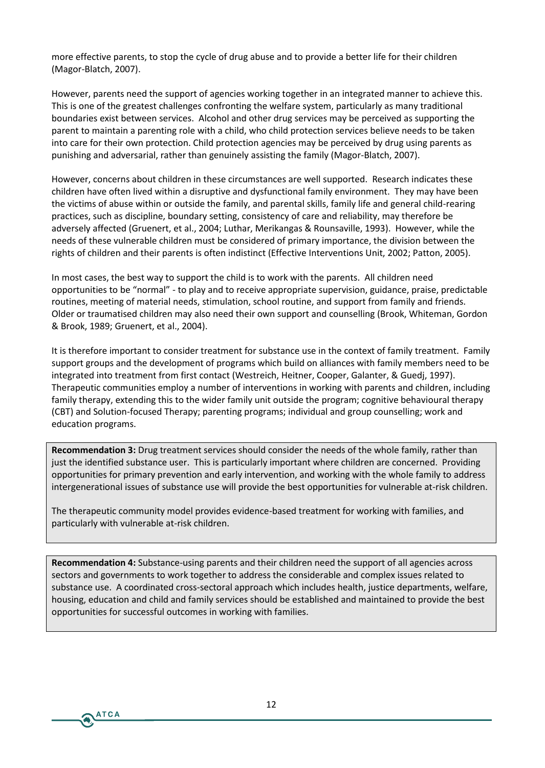more effective parents, to stop the cycle of drug abuse and to provide a better life for their children (Magor-Blatch, 2007).

However, parents need the support of agencies working together in an integrated manner to achieve this. This is one of the greatest challenges confronting the welfare system, particularly as many traditional boundaries exist between services. Alcohol and other drug services may be perceived as supporting the parent to maintain a parenting role with a child, who child protection services believe needs to be taken into care for their own protection. Child protection agencies may be perceived by drug using parents as punishing and adversarial, rather than genuinely assisting the family (Magor-Blatch, 2007).

However, concerns about children in these circumstances are well supported. Research indicates these children have often lived within a disruptive and dysfunctional family environment. They may have been the victims of abuse within or outside the family, and parental skills, family life and general child-rearing practices, such as discipline, boundary setting, consistency of care and reliability, may therefore be adversely affected (Gruenert, et al., 2004; Luthar, Merikangas & Rounsaville, 1993). However, while the needs of these vulnerable children must be considered of primary importance, the division between the rights of children and their parents is often indistinct (Effective Interventions Unit, 2002; Patton, 2005).

In most cases, the best way to support the child is to work with the parents. All children need opportunities to be "normal" - to play and to receive appropriate supervision, guidance, praise, predictable routines, meeting of material needs, stimulation, school routine, and support from family and friends. Older or traumatised children may also need their own support and counselling (Brook, Whiteman, Gordon & Brook, 1989; Gruenert, et al., 2004).

It is therefore important to consider treatment for substance use in the context of family treatment. Family support groups and the development of programs which build on alliances with family members need to be integrated into treatment from first contact (Westreich, Heitner, Cooper, Galanter, & Guedj, 1997). Therapeutic communities employ a number of interventions in working with parents and children, including family therapy, extending this to the wider family unit outside the program; cognitive behavioural therapy (CBT) and Solution-focused Therapy; parenting programs; individual and group counselling; work and education programs.

**Recommendation 3:** Drug treatment services should consider the needs of the whole family, rather than just the identified substance user. This is particularly important where children are concerned. Providing opportunities for primary prevention and early intervention, and working with the whole family to address intergenerational issues of substance use will provide the best opportunities for vulnerable at-risk children.

The therapeutic community model provides evidence-based treatment for working with families, and particularly with vulnerable at-risk children.

**Recommendation 4:** Substance-using parents and their children need the support of all agencies across sectors and governments to work together to address the considerable and complex issues related to substance use. A coordinated cross-sectoral approach which includes health, justice departments, welfare, housing, education and child and family services should be established and maintained to provide the best opportunities for successful outcomes in working with families.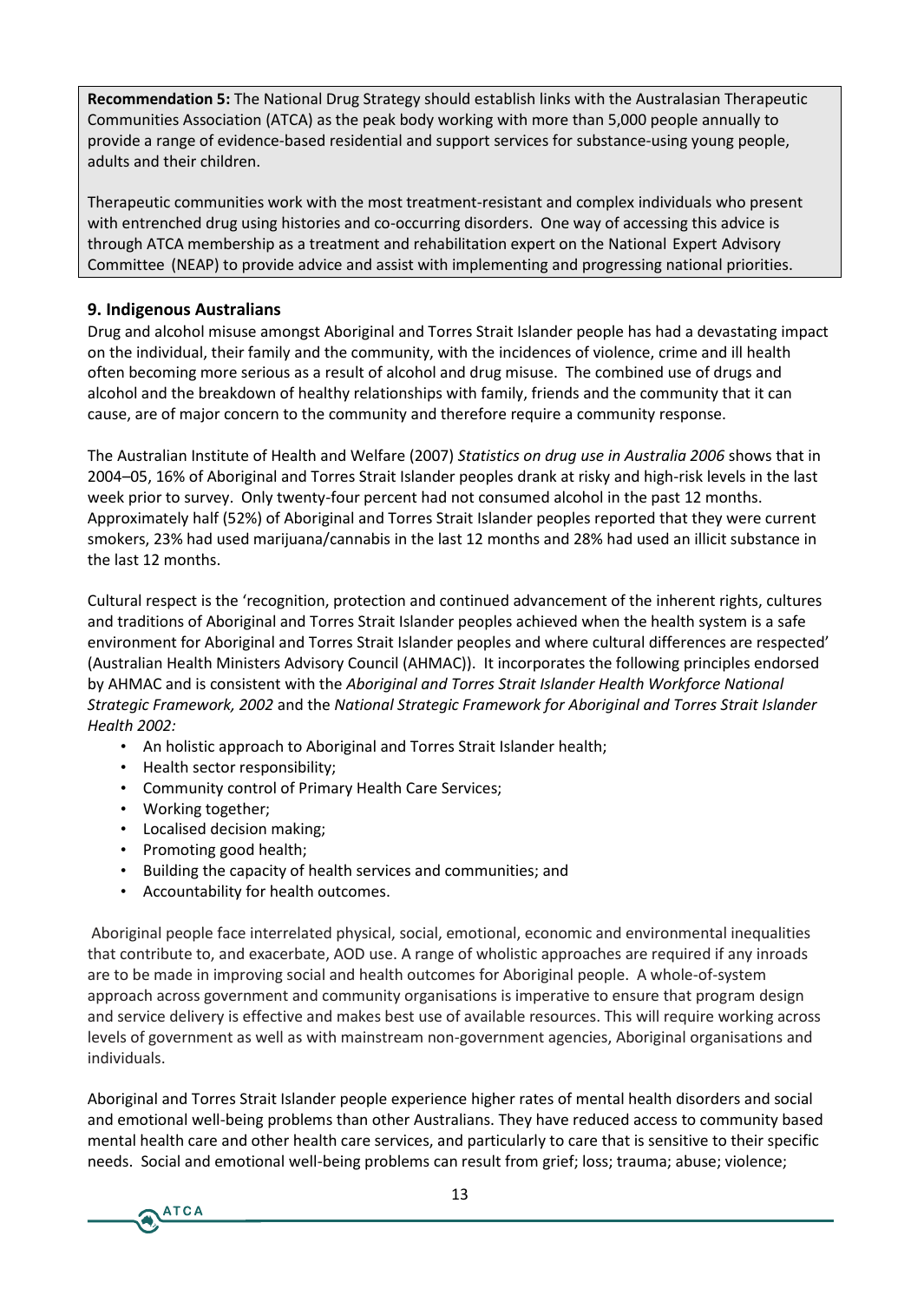**Recommendation 5:** The National Drug Strategy should establish links with the Australasian Therapeutic Communities Association (ATCA) as the peak body working with more than 5,000 people annually to provide a range of evidence-based residential and support services for substance-using young people, adults and their children.

Therapeutic communities work with the most treatment-resistant and complex individuals who present with entrenched drug using histories and co-occurring disorders. One way of accessing this advice is through ATCA membership as a treatment and rehabilitation expert on the National Expert Advisory Committee (NEAP) to provide advice and assist with implementing and progressing national priorities.

### 9. Indigenous Australians

Drug and alcohol misuse amongst Aboriginal and Torres Strait Islander people has had a devastating impact on the individual, their family and the community, with the incidences of violence, crime and ill health often becoming more serious as a result of alcohol and drug misuse. The combined use of drugs and alcohol and the breakdown of healthy relationships with family, friends and the community that it can cause, are of major concern to the community and therefore require a community response.

The Australian Institute of Health and Welfare (2007) *Statistics on drug use in Australia 2006* shows that in 2004–05, 16% of Aboriginal and Torres Strait Islander peoples drank at risky and high-risk levels in the last week prior to survey. Only twenty-four percent had not consumed alcohol in the past 12 months. Approximately half (52%) of Aboriginal and Torres Strait Islander peoples reported that they were current smokers, 23% had used marijuana/cannabis in the last 12 months and 28% had used an illicit substance in the last 12 months.

Cultural respect is the 'recognition, protection and continued advancement of the inherent rights, cultures and traditions of Aboriginal and Torres Strait Islander peoples achieved when the health system is a safe environment for Aboriginal and Torres Strait Islander peoples and where cultural differences are respected' (Australian Health Ministers Advisory Council (AHMAC)). It incorporates the following principles endorsed by AHMAC and is consistent with the *Aboriginal and Torres Strait Islander Health Workforce National Strategic Framework, 2002* and the *National Strategic Framework for Aboriginal and Torres Strait Islander Health 2002:*

- An holistic approach to Aboriginal and Torres Strait Islander health;
- Health sector responsibility;
- Community control of Primary Health Care Services;
- Working together;
- Localised decision making;
- Promoting good health;
- Building the capacity of health services and communities; and
- Accountability for health outcomes.

Aboriginal people face interrelated physical, social, emotional, economic and environmental inequalities that contribute to, and exacerbate, AOD use. A range of wholistic approaches are required if any inroads are to be made in improving social and health outcomes for Aboriginal people. A whole-of-system approach across government and community organisations is imperative to ensure that program design and service delivery is effective and makes best use of available resources. This will require working across levels of government as well as with mainstream non-government agencies, Aboriginal organisations and individuals.

Aboriginal and Torres Strait Islander people experience higher rates of mental health disorders and social and emotional well-being problems than other Australians. They have reduced access to community based mental health care and other health care services, and particularly to care that is sensitive to their specific needs. Social and emotional well-being problems can result from grief; loss; trauma; abuse; violence;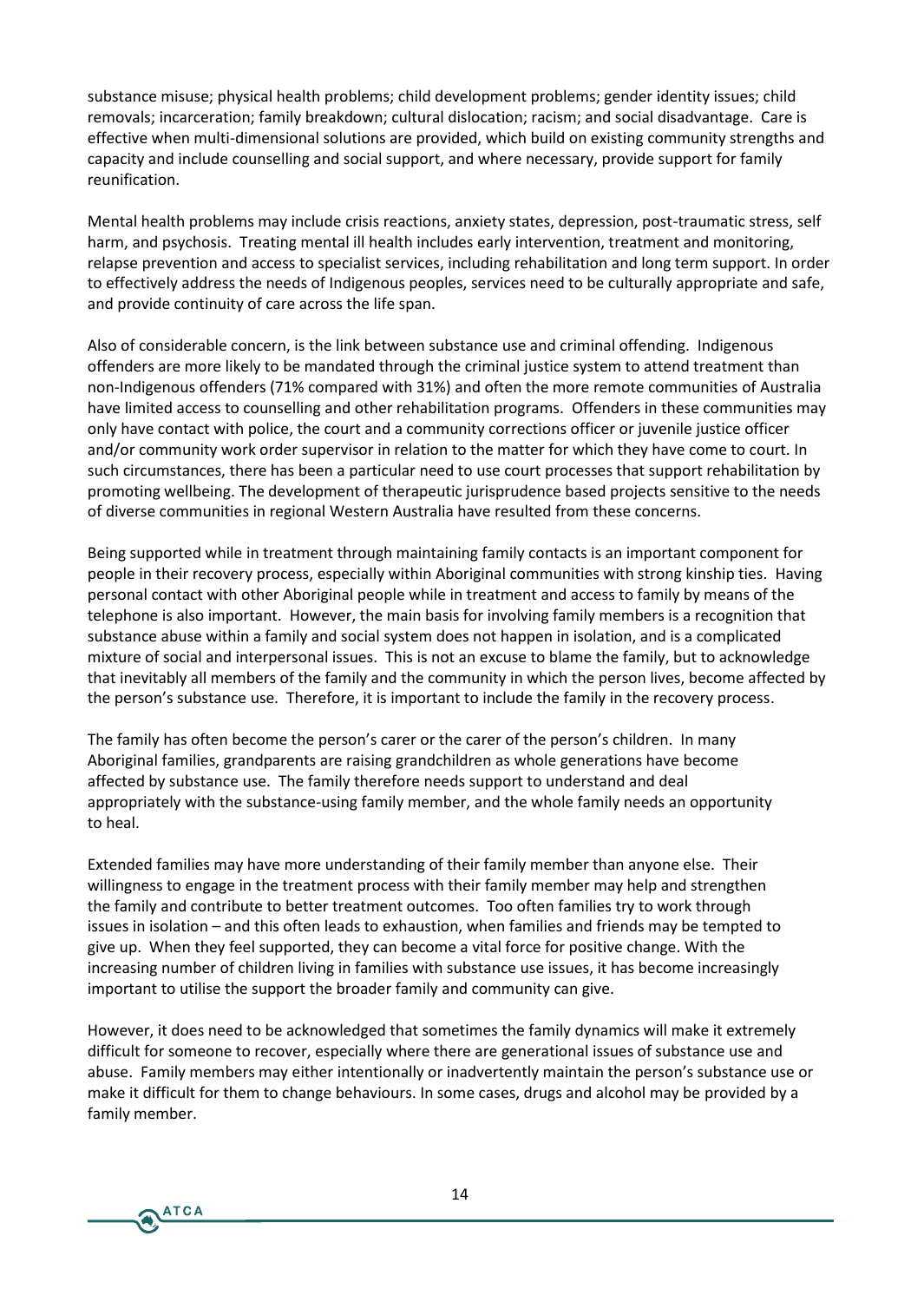substance misuse; physical health problems; child development problems; gender identity issues; child removals; incarceration; family breakdown; cultural dislocation; racism; and social disadvantage. Care is effective when multi-dimensional solutions are provided, which build on existing community strengths and capacity and include counselling and social support, and where necessary, provide support for family reunification.

Mental health problems may include crisis reactions, anxiety states, depression, post-traumatic stress, self harm, and psychosis. Treating mental ill health includes early intervention, treatment and monitoring, relapse prevention and access to specialist services, including rehabilitation and long term support. In order to effectively address the needs of Indigenous peoples, services need to be culturally appropriate and safe, and provide continuity of care across the life span.

Also of considerable concern, is the link between substance use and criminal offending. Indigenous offenders are more likely to be mandated through the criminal justice system to attend treatment than non-Indigenous offenders (71% compared with 31%) and often the more remote communities of Australia have limited access to counselling and other rehabilitation programs. Offenders in these communities may only have contact with police, the court and a community corrections officer or juvenile justice officer and/or community work order supervisor in relation to the matter for which they have come to court. In such circumstances, there has been a particular need to use court processes that support rehabilitation by promoting wellbeing. The development of therapeutic jurisprudence based projects sensitive to the needs of diverse communities in regional Western Australia have resulted from these concerns.

Being supported while in treatment through maintaining family contacts is an important component for people in their recovery process, especially within Aboriginal communities with strong kinship ties. Having personal contact with other Aboriginal people while in treatment and access to family by means of the telephone is also important. However, the main basis for involving family members is a recognition that substance abuse within a family and social system does not happen in isolation, and is a complicated mixture of social and interpersonal issues. This is not an excuse to blame the family, but to acknowledge that inevitably all members of the family and the community in which the person lives, become affected by the person's substance use. Therefore, it is important to include the family in the recovery process.

The family has often become the person's carer or the carer of the person's children. In many Aboriginal families, grandparents are raising grandchildren as whole generations have become affected by substance use. The family therefore needs support to understand and deal appropriately with the substance-using family member, and the whole family needs an opportunity to heal.

Extended families may have more understanding of their family member than anyone else. Their willingness to engage in the treatment process with their family member may help and strengthen the family and contribute to better treatment outcomes. Too often families try to work through issues in isolation – and this often leads to exhaustion, when families and friends may be tempted to give up. When they feel supported, they can become a vital force for positive change. With the increasing number of children living in families with substance use issues, it has become increasingly important to utilise the support the broader family and community can give.

However, it does need to be acknowledged that sometimes the family dynamics will make it extremely difficult for someone to recover, especially where there are generational issues of substance use and abuse. Family members may either intentionally or inadvertently maintain the person's substance use or make it difficult for them to change behaviours. In some cases, drugs and alcohol may be provided by a family member.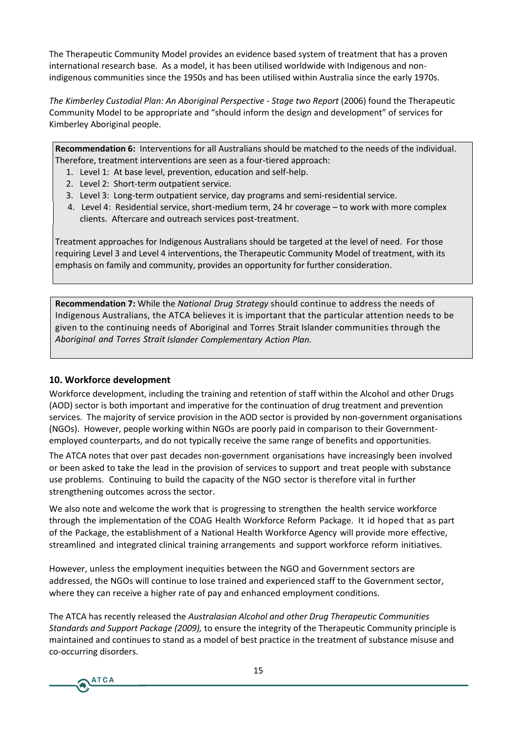The Therapeutic Community Model provides an evidence based system of treatment that has a proven international research base. As a model, it has been utilised worldwide with Indigenous and non-indigenous communities since the 1950s and has been utilised within Australia since the early 1970s.

*The Kimberley Custodial Plan: An Aboriginal Perspective - Stage two Report* (2006) found the Therapeutic Community Model to be appropriate and "should inform the design and development" of services for Kimberley Aboriginal people.

> **Recommendation 6:** Interventions for all Australians should be matched to the needs of the individual. Therefore, treatment interventions are seen as a four-tiered approach:
>
> 1. Level 1: At base level, prevention, education and self-help.
> 2. Level 2: Short-term outpatient service.
> 3. Level 3: Long-term outpatient service, day programs and semi-residential service.
> 4. Level 4: Residential service, short-medium term, 24 hr coverage – to work with more complex clients. Aftercare and outreach services post-treatment.
>
> Treatment approaches for Indigenous Australians should be targeted at the level of need. For those requiring Level 3 and Level 4 interventions, the Therapeutic Community Model of treatment, with its emphasis on family and community, provides an opportunity for further consideration.

> **Recommendation 7:** While the *National Drug Strategy* should continue to address the needs of Indigenous Australians, the ATCA believes it is important that the particular attention needs to be given to the continuing needs of Aboriginal and Torres Strait Islander communities through the *Aboriginal and Torres Strait Islander Complementary Action Plan.*

## 10. Workforce development

Workforce development, including the training and retention of staff within the Alcohol and other Drugs (AOD) sector is both important and imperative for the continuation of drug treatment and prevention services. The majority of service provision in the AOD sector is provided by non-government organisations (NGOs). However, people working within NGOs are poorly paid in comparison to their Government-employed counterparts, and do not typically receive the same range of benefits and opportunities.

The ATCA notes that over past decades non-government organisations have increasingly been involved or been asked to take the lead in the provision of services to support and treat people with substance use problems. Continuing to build the capacity of the NGO sector is therefore vital in further strengthening outcomes across the sector.

We also note and welcome the work that is progressing to strengthen the health service workforce through the implementation of the COAG Health Workforce Reform Package. It id hoped that as part of the Package, the establishment of a National Health Workforce Agency will provide more effective, streamlined and integrated clinical training arrangements and support workforce reform initiatives.

However, unless the employment inequities between the NGO and Government sectors are addressed, the NGOs will continue to lose trained and experienced staff to the Government sector, where they can receive a higher rate of pay and enhanced employment conditions.

The ATCA has recently released the *Australasian Alcohol and other Drug Therapeutic Communities Standards and Support Package (2009),* to ensure the integrity of the Therapeutic Community principle is maintained and continues to stand as a model of best practice in the treatment of substance misuse and co-occurring disorders.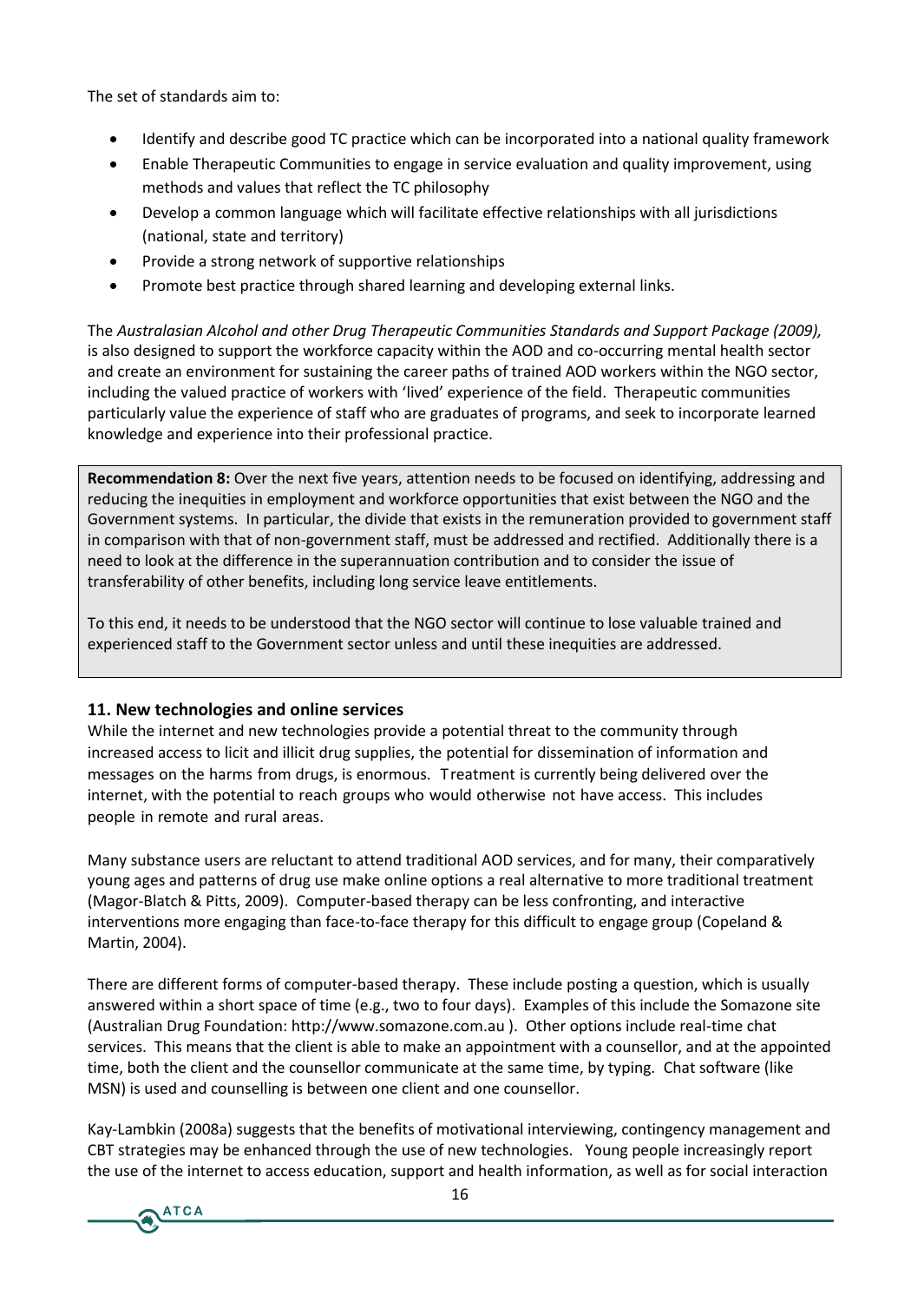The set of standards aim to:

- Identify and describe good TC practice which can be incorporated into a national quality framework
- Enable Therapeutic Communities to engage in service evaluation and quality improvement, using methods and values that reflect the TC philosophy
- Develop a common language which will facilitate effective relationships with all jurisdictions (national, state and territory)
- Provide a strong network of supportive relationships
- Promote best practice through shared learning and developing external links.

The *Australasian Alcohol and other Drug Therapeutic Communities Standards and Support Package (2009),* is also designed to support the workforce capacity within the AOD and co-occurring mental health sector and create an environment for sustaining the career paths of trained AOD workers within the NGO sector, including the valued practice of workers with 'lived' experience of the field. Therapeutic communities particularly value the experience of staff who are graduates of programs, and seek to incorporate learned knowledge and experience into their professional practice.

> **Recommendation 8:** Over the next five years, attention needs to be focused on identifying, addressing and reducing the inequities in employment and workforce opportunities that exist between the NGO and the Government systems. In particular, the divide that exists in the remuneration provided to government staff in comparison with that of non-government staff, must be addressed and rectified. Additionally there is a need to look at the difference in the superannuation contribution and to consider the issue of transferability of other benefits, including long service leave entitlements.
>
> To this end, it needs to be understood that the NGO sector will continue to lose valuable trained and experienced staff to the Government sector unless and until these inequities are addressed.

## 11. New technologies and online services

While the internet and new technologies provide a potential threat to the community through increased access to licit and illicit drug supplies, the potential for dissemination of information and messages on the harms from drugs, is enormous. Treatment is currently being delivered over the internet, with the potential to reach groups who would otherwise not have access. This includes people in remote and rural areas.

Many substance users are reluctant to attend traditional AOD services, and for many, their comparatively young ages and patterns of drug use make online options a real alternative to more traditional treatment (Magor-Blatch & Pitts, 2009). Computer-based therapy can be less confronting, and interactive interventions more engaging than face-to-face therapy for this difficult to engage group (Copeland & Martin, 2004).

There are different forms of computer-based therapy. These include posting a question, which is usually answered within a short space of time (e.g., two to four days). Examples of this include the Somazone site (Australian Drug Foundation: http://www.somazone.com.au ). Other options include real-time chat services. This means that the client is able to make an appointment with a counsellor, and at the appointed time, both the client and the counsellor communicate at the same time, by typing. Chat software (like MSN) is used and counselling is between one client and one counsellor.

Kay-Lambkin (2008a) suggests that the benefits of motivational interviewing, contingency management and CBT strategies may be enhanced through the use of new technologies. Young people increasingly report the use of the internet to access education, support and health information, as well as for social interaction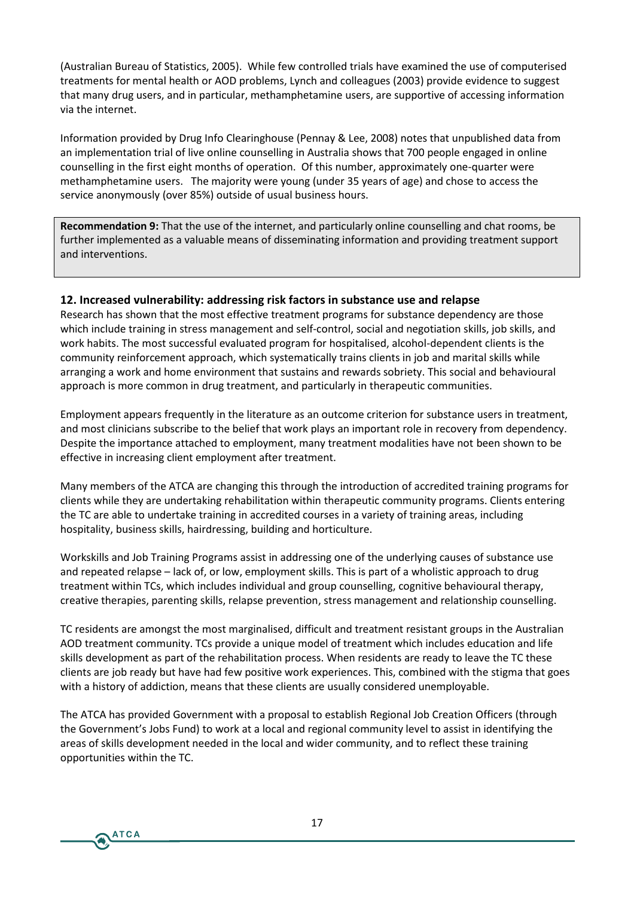(Australian Bureau of Statistics, 2005). While few controlled trials have examined the use of computerised treatments for mental health or AOD problems, Lynch and colleagues (2003) provide evidence to suggest that many drug users, and in particular, methamphetamine users, are supportive of accessing information via the internet.

Information provided by Drug Info Clearinghouse (Pennay & Lee, 2008) notes that unpublished data from an implementation trial of live online counselling in Australia shows that 700 people engaged in online counselling in the first eight months of operation. Of this number, approximately one-quarter were methamphetamine users. The majority were young (under 35 years of age) and chose to access the service anonymously (over 85%) outside of usual business hours.

> **Recommendation 9:** That the use of the internet, and particularly online counselling and chat rooms, be further implemented as a valuable means of disseminating information and providing treatment support and interventions.

## 12. Increased vulnerability: addressing risk factors in substance use and relapse

Research has shown that the most effective treatment programs for substance dependency are those which include training in stress management and self-control, social and negotiation skills, job skills, and work habits. The most successful evaluated program for hospitalised, alcohol-dependent clients is the community reinforcement approach, which systematically trains clients in job and marital skills while arranging a work and home environment that sustains and rewards sobriety. This social and behavioural approach is more common in drug treatment, and particularly in therapeutic communities.

Employment appears frequently in the literature as an outcome criterion for substance users in treatment, and most clinicians subscribe to the belief that work plays an important role in recovery from dependency. Despite the importance attached to employment, many treatment modalities have not been shown to be effective in increasing client employment after treatment.

Many members of the ATCA are changing this through the introduction of accredited training programs for clients while they are undertaking rehabilitation within therapeutic community programs. Clients entering the TC are able to undertake training in accredited courses in a variety of training areas, including hospitality, business skills, hairdressing, building and horticulture.

Workskills and Job Training Programs assist in addressing one of the underlying causes of substance use and repeated relapse – lack of, or low, employment skills. This is part of a wholistic approach to drug treatment within TCs, which includes individual and group counselling, cognitive behavioural therapy, creative therapies, parenting skills, relapse prevention, stress management and relationship counselling.

TC residents are amongst the most marginalised, difficult and treatment resistant groups in the Australian AOD treatment community. TCs provide a unique model of treatment which includes education and life skills development as part of the rehabilitation process. When residents are ready to leave the TC these clients are job ready but have had few positive work experiences. This, combined with the stigma that goes with a history of addiction, means that these clients are usually considered unemployable.

The ATCA has provided Government with a proposal to establish Regional Job Creation Officers (through the Government's Jobs Fund) to work at a local and regional community level to assist in identifying the areas of skills development needed in the local and wider community, and to reflect these training opportunities within the TC.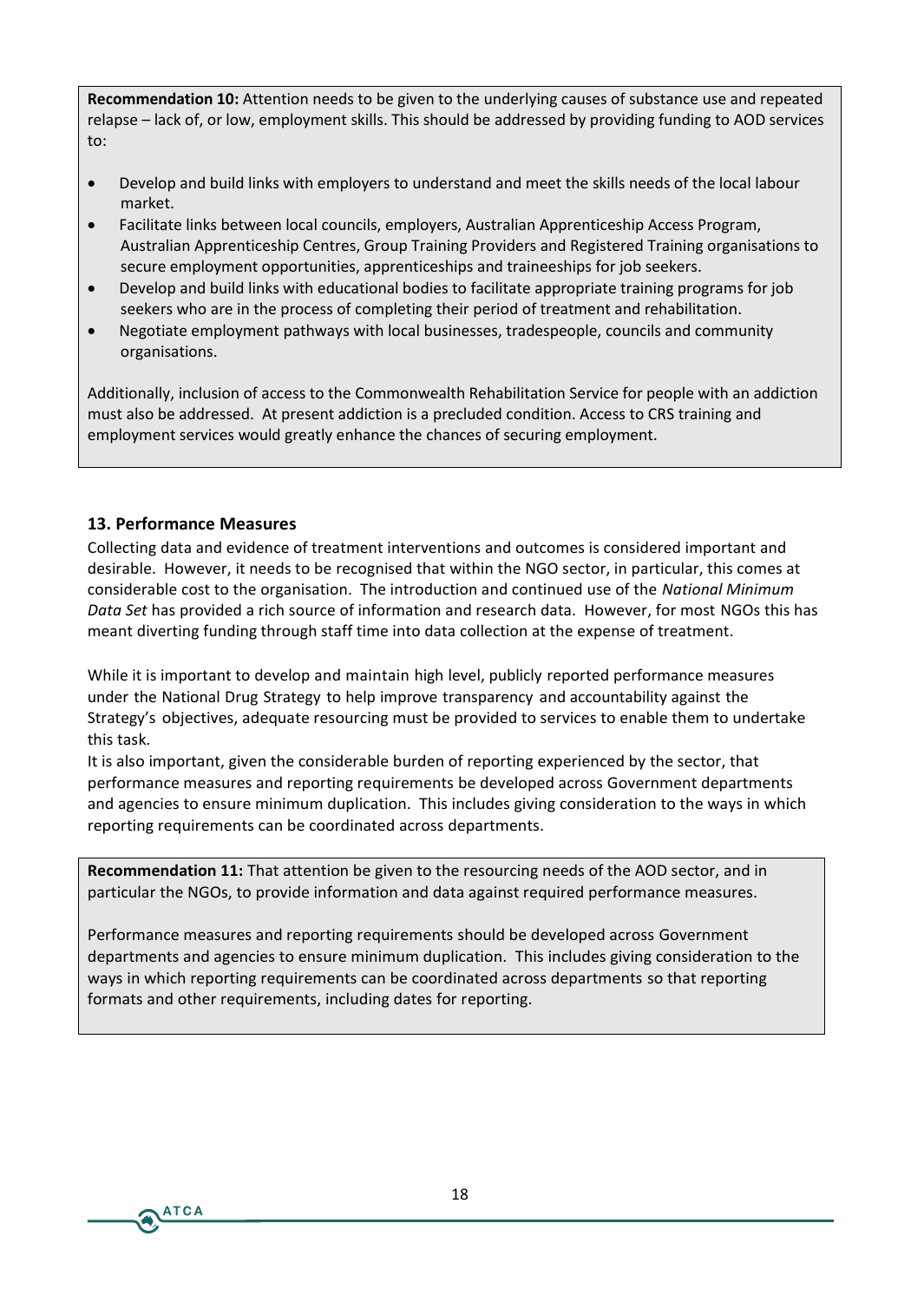**Recommendation 10:** Attention needs to be given to the underlying causes of substance use and repeated relapse – lack of, or low, employment skills. This should be addressed by providing funding to AOD services to:

- Develop and build links with employers to understand and meet the skills needs of the local labour market.
- Facilitate links between local councils, employers, Australian Apprenticeship Access Program, Australian Apprenticeship Centres, Group Training Providers and Registered Training organisations to secure employment opportunities, apprenticeships and traineeships for job seekers.
- Develop and build links with educational bodies to facilitate appropriate training programs for job seekers who are in the process of completing their period of treatment and rehabilitation.
- Negotiate employment pathways with local businesses, tradespeople, councils and community organisations.

Additionally, inclusion of access to the Commonwealth Rehabilitation Service for people with an addiction must also be addressed. At present addiction is a precluded condition. Access to CRS training and employment services would greatly enhance the chances of securing employment.

### 13. Performance Measures

Collecting data and evidence of treatment interventions and outcomes is considered important and desirable. However, it needs to be recognised that within the NGO sector, in particular, this comes at considerable cost to the organisation. The introduction and continued use of the *National Minimum Data Set* has provided a rich source of information and research data. However, for most NGOs this has meant diverting funding through staff time into data collection at the expense of treatment.

While it is important to develop and maintain high level, publicly reported performance measures under the National Drug Strategy to help improve transparency and accountability against the Strategy's objectives, adequate resourcing must be provided to services to enable them to undertake this task.

It is also important, given the considerable burden of reporting experienced by the sector, that performance measures and reporting requirements be developed across Government departments and agencies to ensure minimum duplication. This includes giving consideration to the ways in which reporting requirements can be coordinated across departments.

**Recommendation 11:** That attention be given to the resourcing needs of the AOD sector, and in particular the NGOs, to provide information and data against required performance measures.

Performance measures and reporting requirements should be developed across Government departments and agencies to ensure minimum duplication. This includes giving consideration to the ways in which reporting requirements can be coordinated across departments so that reporting formats and other requirements, including dates for reporting.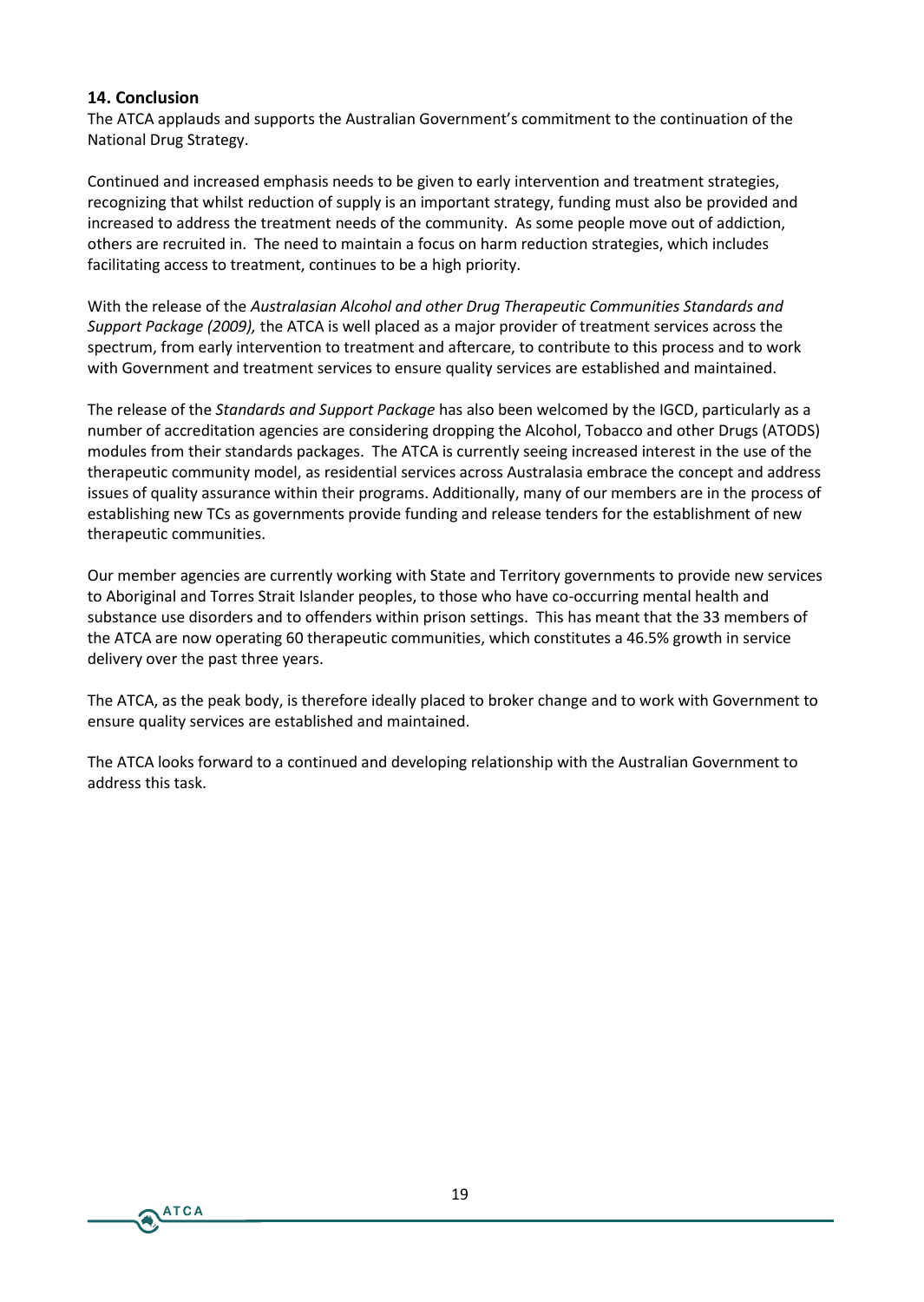## 14. Conclusion

The ATCA applauds and supports the Australian Government's commitment to the continuation of the National Drug Strategy.

Continued and increased emphasis needs to be given to early intervention and treatment strategies, recognizing that whilst reduction of supply is an important strategy, funding must also be provided and increased to address the treatment needs of the community. As some people move out of addiction, others are recruited in. The need to maintain a focus on harm reduction strategies, which includes facilitating access to treatment, continues to be a high priority.

With the release of the *Australasian Alcohol and other Drug Therapeutic Communities Standards and Support Package (2009),* the ATCA is well placed as a major provider of treatment services across the spectrum, from early intervention to treatment and aftercare, to contribute to this process and to work with Government and treatment services to ensure quality services are established and maintained.

The release of the *Standards and Support Package* has also been welcomed by the IGCD, particularly as a number of accreditation agencies are considering dropping the Alcohol, Tobacco and other Drugs (ATODS) modules from their standards packages. The ATCA is currently seeing increased interest in the use of the therapeutic community model, as residential services across Australasia embrace the concept and address issues of quality assurance within their programs. Additionally, many of our members are in the process of establishing new TCs as governments provide funding and release tenders for the establishment of new therapeutic communities.

Our member agencies are currently working with State and Territory governments to provide new services to Aboriginal and Torres Strait Islander peoples, to those who have co-occurring mental health and substance use disorders and to offenders within prison settings. This has meant that the 33 members of the ATCA are now operating 60 therapeutic communities, which constitutes a 46.5% growth in service delivery over the past three years.

The ATCA, as the peak body, is therefore ideally placed to broker change and to work with Government to ensure quality services are established and maintained.

The ATCA looks forward to a continued and developing relationship with the Australian Government to address this task.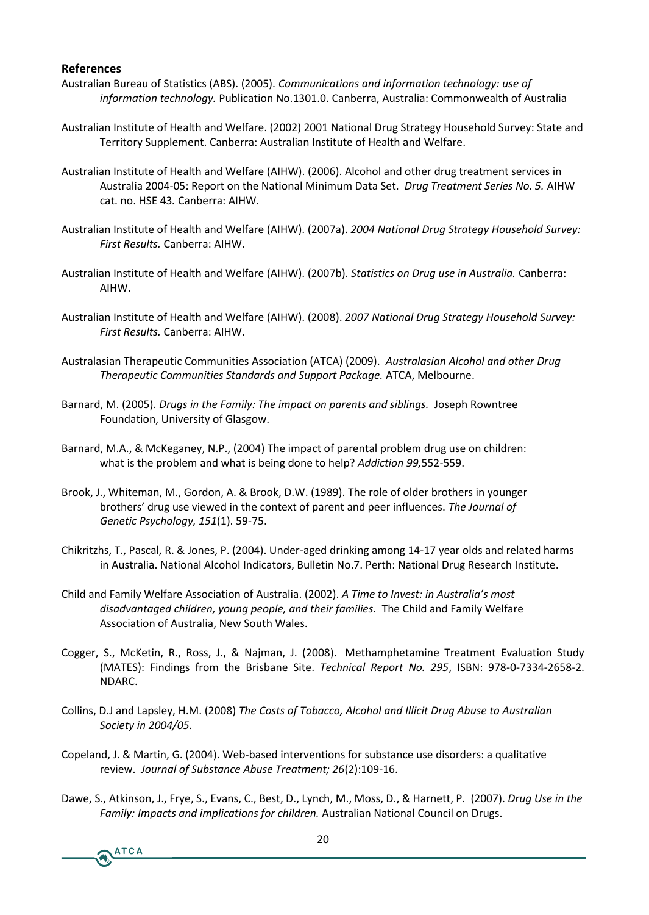## References

Australian Bureau of Statistics (ABS). (2005). *Communications and information technology: use of information technology.* Publication No.1301.0. Canberra, Australia: Commonwealth of Australia

Australian Institute of Health and Welfare. (2002) 2001 National Drug Strategy Household Survey: State and Territory Supplement. Canberra: Australian Institute of Health and Welfare.

Australian Institute of Health and Welfare (AIHW). (2006). Alcohol and other drug treatment services in Australia 2004-05: Report on the National Minimum Data Set. *Drug Treatment Series No. 5.* AIHW cat. no. HSE 43*.* Canberra: AIHW.

Australian Institute of Health and Welfare (AIHW). (2007a). *2004 National Drug Strategy Household Survey: First Results.* Canberra: AIHW.

Australian Institute of Health and Welfare (AIHW). (2007b). *Statistics on Drug use in Australia.* Canberra: AIHW.

Australian Institute of Health and Welfare (AIHW). (2008). *2007 National Drug Strategy Household Survey: First Results.* Canberra: AIHW.

Australasian Therapeutic Communities Association (ATCA) (2009). *Australasian Alcohol and other Drug Therapeutic Communities Standards and Support Package.* ATCA, Melbourne.

Barnard, M. (2005). *Drugs in the Family: The impact on parents and siblings.* Joseph Rowntree Foundation, University of Glasgow.

Barnard, M.A., & McKeganey, N.P., (2004) The impact of parental problem drug use on children: what is the problem and what is being done to help? *Addiction 99,*552-559.

Brook, J., Whiteman, M., Gordon, A. & Brook, D.W. (1989). The role of older brothers in younger brothers' drug use viewed in the context of parent and peer influences. *The Journal of Genetic Psychology, 151*(1). 59-75.

Chikritzhs, T., Pascal, R. & Jones, P. (2004). Under-aged drinking among 14-17 year olds and related harms in Australia. National Alcohol Indicators, Bulletin No.7. Perth: National Drug Research Institute.

Child and Family Welfare Association of Australia. (2002). *A Time to Invest: in Australia's most disadvantaged children, young people, and their families.* The Child and Family Welfare Association of Australia, New South Wales.

Cogger, S., McKetin, R., Ross, J., & Najman, J. (2008). Methamphetamine Treatment Evaluation Study (MATES): Findings from the Brisbane Site. *Technical Report No. 295*, ISBN: 978-0-7334-2658-2. NDARC.

Collins, D.J and Lapsley, H.M. (2008) *The Costs of Tobacco, Alcohol and Illicit Drug Abuse to Australian Society in 2004/05.*

Copeland, J. & Martin, G. (2004). Web-based interventions for substance use disorders: a qualitative review. *Journal of Substance Abuse Treatment; 26*(2):109-16.

Dawe, S., Atkinson, J., Frye, S., Evans, C., Best, D., Lynch, M., Moss, D., & Harnett, P. (2007). *Drug Use in the Family: Impacts and implications for children.* Australian National Council on Drugs.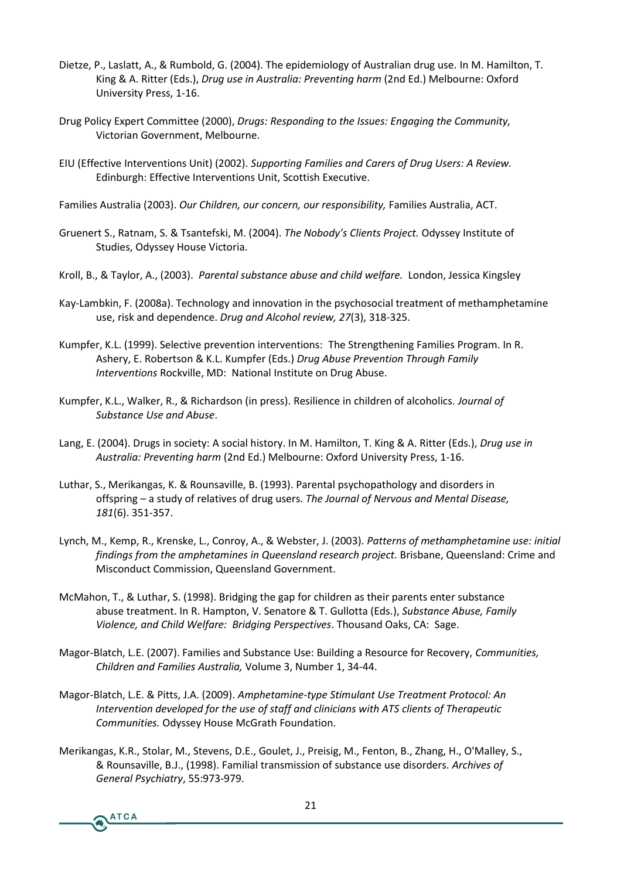Dietze, P., Laslatt, A., & Rumbold, G. (2004). The epidemiology of Australian drug use. In M. Hamilton, T. King & A. Ritter (Eds.), *Drug use in Australia: Preventing harm* (2nd Ed.) Melbourne: Oxford University Press, 1-16.

Drug Policy Expert Committee (2000), *Drugs: Responding to the Issues: Engaging the Community,* Victorian Government, Melbourne.

EIU (Effective Interventions Unit) (2002). *Supporting Families and Carers of Drug Users: A Review.* Edinburgh: Effective Interventions Unit, Scottish Executive.

Families Australia (2003). *Our Children, our concern, our responsibility,* Families Australia, ACT.

Gruenert S., Ratnam, S. & Tsantefski, M. (2004). *The Nobody's Clients Project.* Odyssey Institute of Studies, Odyssey House Victoria.

Kroll, B., & Taylor, A., (2003). *Parental substance abuse and child welfare.* London, Jessica Kingsley

Kay-Lambkin, F. (2008a). Technology and innovation in the psychosocial treatment of methamphetamine use, risk and dependence. *Drug and Alcohol review, 27*(3), 318-325.

Kumpfer, K.L. (1999). Selective prevention interventions: The Strengthening Families Program. In R. Ashery, E. Robertson & K.L. Kumpfer (Eds.) *Drug Abuse Prevention Through Family Interventions* Rockville, MD: National Institute on Drug Abuse.

Kumpfer, K.L., Walker, R., & Richardson (in press). Resilience in children of alcoholics. *Journal of Substance Use and Abuse*.

Lang, E. (2004). Drugs in society: A social history. In M. Hamilton, T. King & A. Ritter (Eds.), *Drug use in Australia: Preventing harm* (2nd Ed.) Melbourne: Oxford University Press, 1-16.

Luthar, S., Merikangas, K. & Rounsaville, B. (1993). Parental psychopathology and disorders in offspring – a study of relatives of drug users. *The Journal of Nervous and Mental Disease, 181*(6). 351-357.

Lynch, M., Kemp, R., Krenske, L., Conroy, A., & Webster, J. (2003). *Patterns of methamphetamine use: initial findings from the amphetamines in Queensland research project.* Brisbane, Queensland: Crime and Misconduct Commission, Queensland Government.

McMahon, T., & Luthar, S. (1998). Bridging the gap for children as their parents enter substance abuse treatment. In R. Hampton, V. Senatore & T. Gullotta (Eds.), *Substance Abuse, Family Violence, and Child Welfare: Bridging Perspectives*. Thousand Oaks, CA: Sage.

Magor-Blatch, L.E. (2007). Families and Substance Use: Building a Resource for Recovery, *Communities, Children and Families Australia,* Volume 3, Number 1, 34-44.

Magor-Blatch, L.E. & Pitts, J.A. (2009). *Amphetamine-type Stimulant Use Treatment Protocol: An Intervention developed for the use of staff and clinicians with ATS clients of Therapeutic Communities.* Odyssey House McGrath Foundation.

Merikangas, K.R., Stolar, M., Stevens, D.E., Goulet, J., Preisig, M., Fenton, B., Zhang, H., O'Malley, S., & Rounsaville, B.J., (1998). Familial transmission of substance use disorders. *Archives of General Psychiatry*, 55:973-979.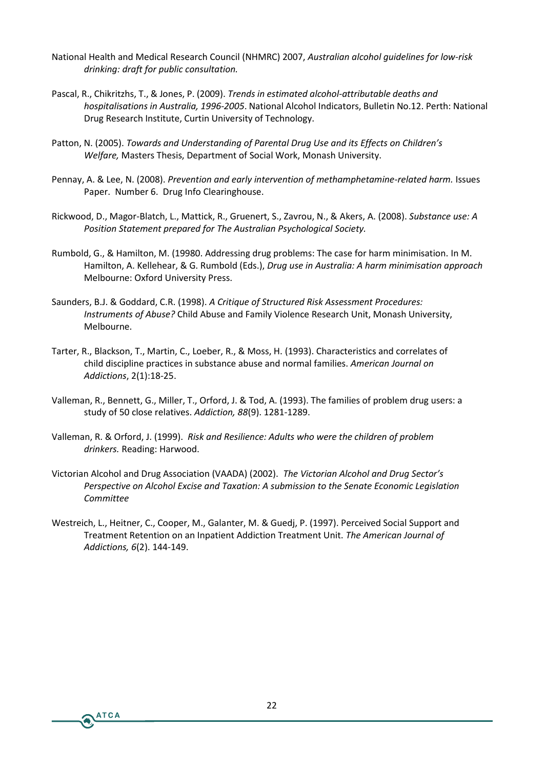National Health and Medical Research Council (NHMRC) 2007, *Australian alcohol guidelines for low-risk drinking: draft for public consultation.*

Pascal, R., Chikritzhs, T., & Jones, P. (2009). *Trends in estimated alcohol-attributable deaths and hospitalisations in Australia, 1996-2005*. National Alcohol Indicators, Bulletin No.12. Perth: National Drug Research Institute, Curtin University of Technology.

Patton, N. (2005). *Towards and Understanding of Parental Drug Use and its Effects on Children's Welfare,* Masters Thesis, Department of Social Work, Monash University.

Pennay, A. & Lee, N. (2008). *Prevention and early intervention of methamphetamine-related harm.* Issues Paper. Number 6. Drug Info Clearinghouse.

Rickwood, D., Magor-Blatch, L., Mattick, R., Gruenert, S., Zavrou, N., & Akers, A. (2008). *Substance use: A Position Statement prepared for The Australian Psychological Society.*

Rumbold, G., & Hamilton, M. (19980. Addressing drug problems: The case for harm minimisation. In M. Hamilton, A. Kellehear, & G. Rumbold (Eds.), *Drug use in Australia: A harm minimisation approach* Melbourne: Oxford University Press.

Saunders, B.J. & Goddard, C.R. (1998). *A Critique of Structured Risk Assessment Procedures: Instruments of Abuse?* Child Abuse and Family Violence Research Unit, Monash University, Melbourne.

Tarter, R., Blackson, T., Martin, C., Loeber, R., & Moss, H. (1993). Characteristics and correlates of child discipline practices in substance abuse and normal families. *American Journal on Addictions*, 2(1):18-25.

Valleman, R., Bennett, G., Miller, T., Orford, J. & Tod, A. (1993). The families of problem drug users: a study of 50 close relatives. *Addiction, 88*(9). 1281-1289.

Valleman, R. & Orford, J. (1999). *Risk and Resilience: Adults who were the children of problem drinkers.* Reading: Harwood.

Victorian Alcohol and Drug Association (VAADA) (2002). *The Victorian Alcohol and Drug Sector's Perspective on Alcohol Excise and Taxation: A submission to the Senate Economic Legislation Committee*

Westreich, L., Heitner, C., Cooper, M., Galanter, M. & Guedj, P. (1997). Perceived Social Support and Treatment Retention on an Inpatient Addiction Treatment Unit. *The American Journal of Addictions, 6*(2). 144-149.